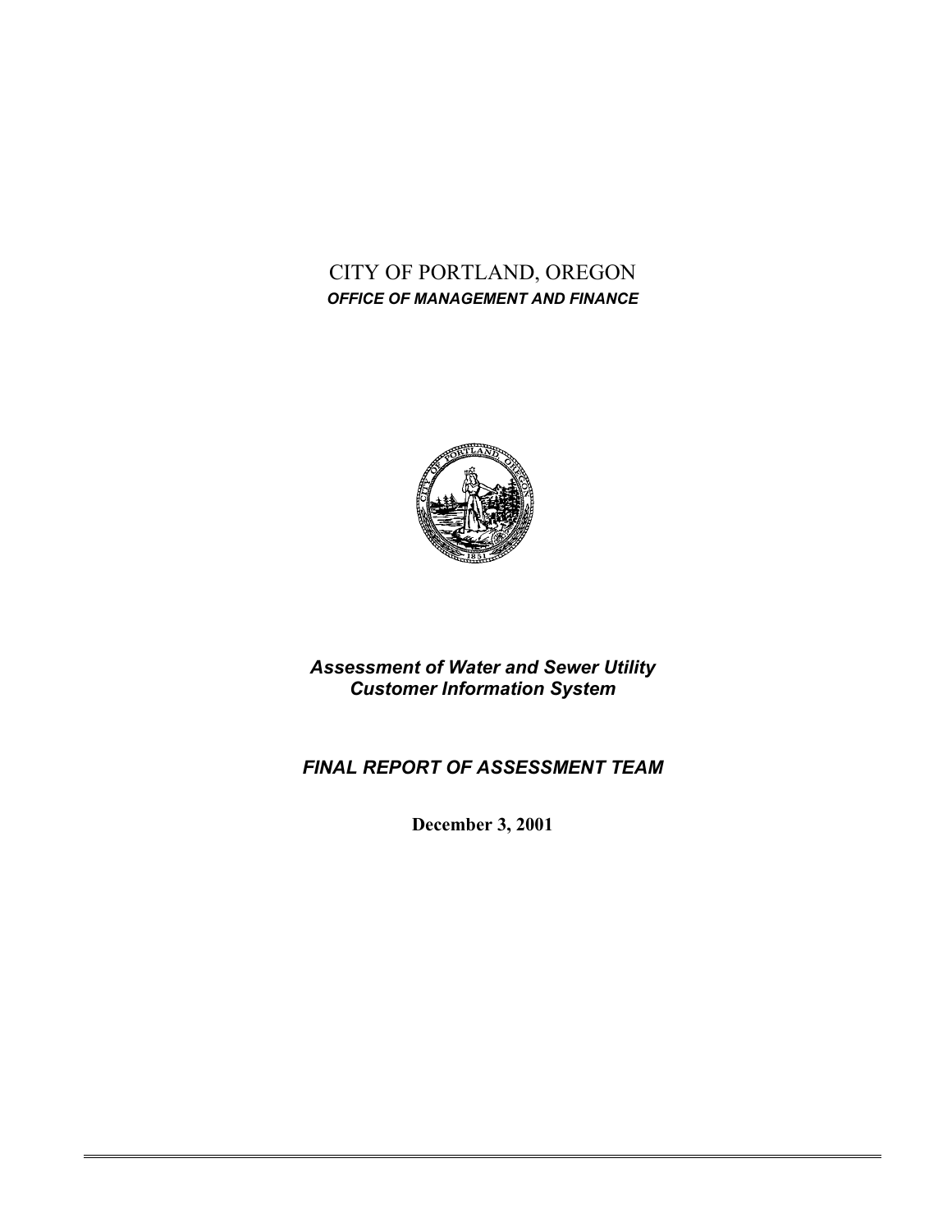# CITY OF PORTLAND, OREGON

***OFFICE OF MANAGEMENT AND FINANCE***

***Assessment of Water and Sewer Utility Customer Information System***

***FINAL REPORT OF ASSESSMENT TEAM***

**December 3, 2001**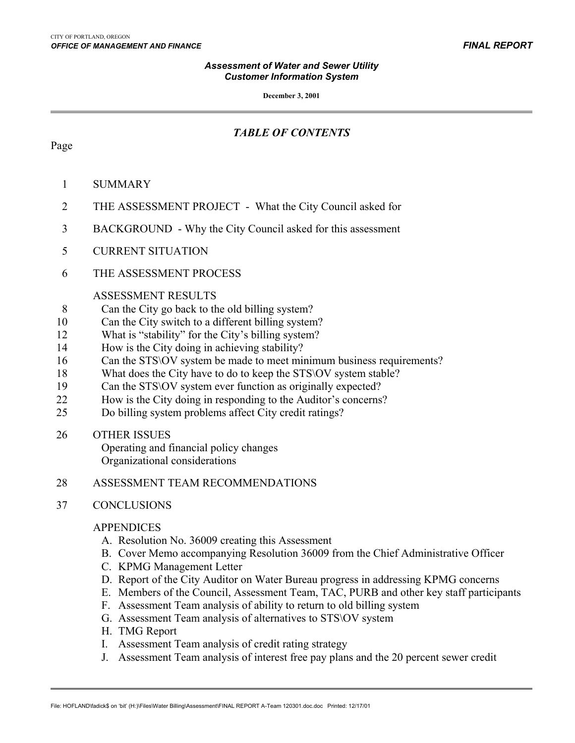# TABLE OF CONTENTS

| Page | |
|---|---|
| 1 | SUMMARY |
| 2 | THE ASSESSMENT PROJECT - What the City Council asked for |
| 3 | BACKGROUND - Why the City Council asked for this assessment |
| 5 | CURRENT SITUATION |
| 6 | THE ASSESSMENT PROCESS |
| | ASSESSMENT RESULTS |
| 8 | Can the City go back to the old billing system? |
| 10 | Can the City switch to a different billing system? |
| 12 | What is "stability" for the City's billing system? |
| 14 | How is the City doing in achieving stability? |
| 16 | Can the STS\OV system be made to meet minimum business requirements? |
| 18 | What does the City have to do to keep the STS\OV system stable? |
| 19 | Can the STS\OV system ever function as originally expected? |
| 22 | How is the City doing in responding to the Auditor's concerns? |
| 25 | Do billing system problems affect City credit ratings? |
| 26 | OTHER ISSUES<br>Operating and financial policy changes<br>Organizational considerations |
| 28 | ASSESSMENT TEAM RECOMMENDATIONS |
| 37 | CONCLUSIONS |

APPENDICES

A. Resolution No. 36009 creating this Assessment
B. Cover Memo accompanying Resolution 36009 from the Chief Administrative Officer
C. KPMG Management Letter
D. Report of the City Auditor on Water Bureau progress in addressing KPMG concerns
E. Members of the Council, Assessment Team, TAC, PURB and other key staff participants
F. Assessment Team analysis of ability to return to old billing system
G. Assessment Team analysis of alternatives to STS\OV system
H. TMG Report
I. Assessment Team analysis of credit rating strategy
J. Assessment Team analysis of interest free pay plans and the 20 percent sewer credit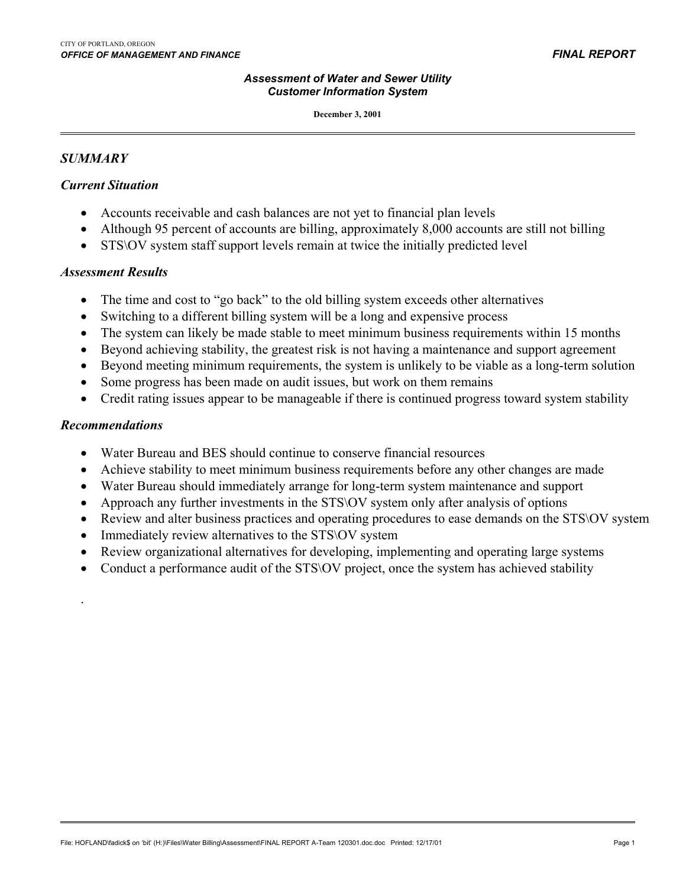# Assessment of Water and Sewer Utility Customer Information System

**December 3, 2001**

## *SUMMARY*

### *Current Situation*

- Accounts receivable and cash balances are not yet to financial plan levels
- Although 95 percent of accounts are billing, approximately 8,000 accounts are still not billing
- STS\OV system staff support levels remain at twice the initially predicted level

### *Assessment Results*

- The time and cost to "go back" to the old billing system exceeds other alternatives
- Switching to a different billing system will be a long and expensive process
- The system can likely be made stable to meet minimum business requirements within 15 months
- Beyond achieving stability, the greatest risk is not having a maintenance and support agreement
- Beyond meeting minimum requirements, the system is unlikely to be viable as a long-term solution
- Some progress has been made on audit issues, but work on them remains
- Credit rating issues appear to be manageable if there is continued progress toward system stability

### *Recommendations*

- Water Bureau and BES should continue to conserve financial resources
- Achieve stability to meet minimum business requirements before any other changes are made
- Water Bureau should immediately arrange for long-term system maintenance and support
- Approach any further investments in the STS\OV system only after analysis of options
- Review and alter business practices and operating procedures to ease demands on the STS\OV system
- Immediately review alternatives to the STS\OV system
- Review organizational alternatives for developing, implementing and operating large systems
- Conduct a performance audit of the STS\OV project, once the system has achieved stability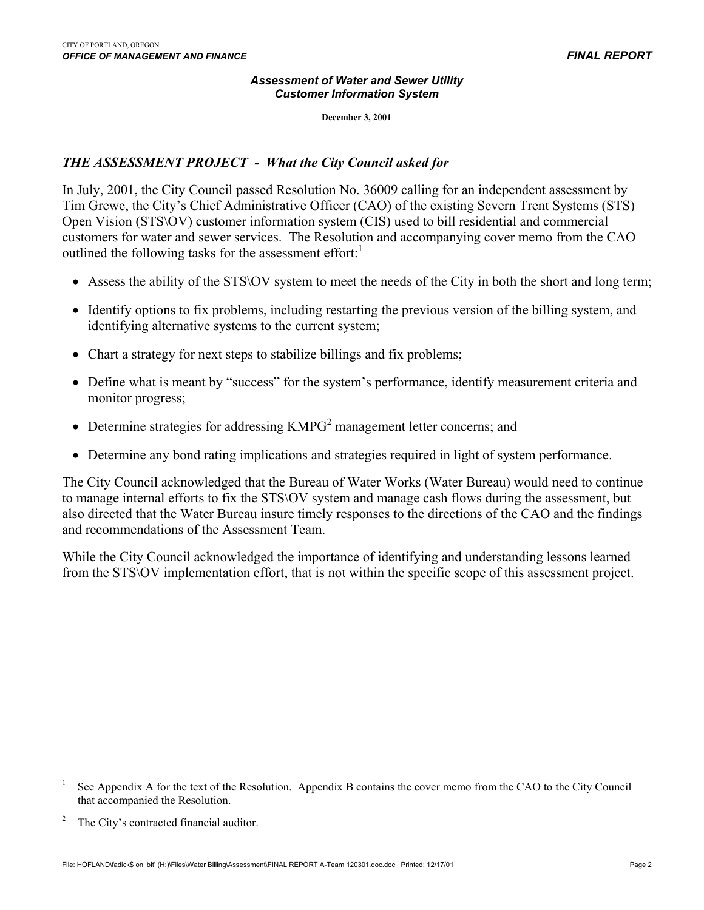## *THE ASSESSMENT PROJECT - What the City Council asked for*

In July, 2001, the City Council passed Resolution No. 36009 calling for an independent assessment by Tim Grewe, the City's Chief Administrative Officer (CAO) of the existing Severn Trent Systems (STS) Open Vision (STS\OV) customer information system (CIS) used to bill residential and commercial customers for water and sewer services. The Resolution and accompanying cover memo from the CAO outlined the following tasks for the assessment effort:[1]

- Assess the ability of the STS\OV system to meet the needs of the City in both the short and long term;
- Identify options to fix problems, including restarting the previous version of the billing system, and identifying alternative systems to the current system;
- Chart a strategy for next steps to stabilize billings and fix problems;
- Define what is meant by "success" for the system's performance, identify measurement criteria and monitor progress;
- Determine strategies for addressing KMPG[2] management letter concerns; and
- Determine any bond rating implications and strategies required in light of system performance.

The City Council acknowledged that the Bureau of Water Works (Water Bureau) would need to continue to manage internal efforts to fix the STS\OV system and manage cash flows during the assessment, but also directed that the Water Bureau insure timely responses to the directions of the CAO and the findings and recommendations of the Assessment Team.

While the City Council acknowledged the importance of identifying and understanding lessons learned from the STS\OV implementation effort, that is not within the specific scope of this assessment project.

---

[1] See Appendix A for the text of the Resolution. Appendix B contains the cover memo from the CAO to the City Council that accompanied the Resolution.

[2] The City's contracted financial auditor.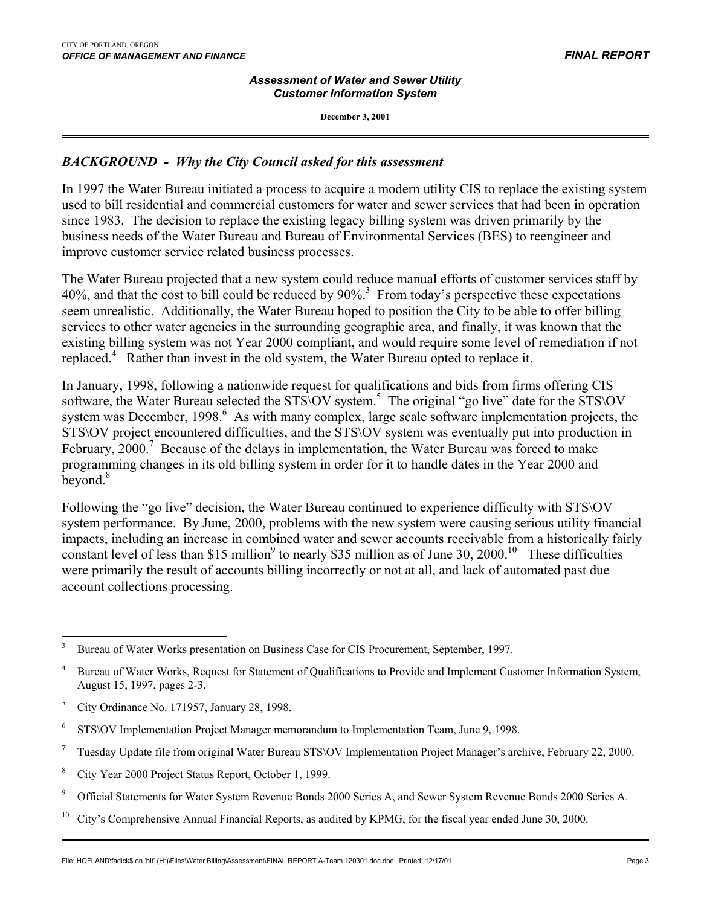## *BACKGROUND - Why the City Council asked for this assessment*

In 1997 the Water Bureau initiated a process to acquire a modern utility CIS to replace the existing system used to bill residential and commercial customers for water and sewer services that had been in operation since 1983. The decision to replace the existing legacy billing system was driven primarily by the business needs of the Water Bureau and Bureau of Environmental Services (BES) to reengineer and improve customer service related business processes.

The Water Bureau projected that a new system could reduce manual efforts of customer services staff by 40%, and that the cost to bill could be reduced by 90%.[3] From today's perspective these expectations seem unrealistic. Additionally, the Water Bureau hoped to position the City to be able to offer billing services to other water agencies in the surrounding geographic area, and finally, it was known that the existing billing system was not Year 2000 compliant, and would require some level of remediation if not replaced.[4] Rather than invest in the old system, the Water Bureau opted to replace it.

In January, 1998, following a nationwide request for qualifications and bids from firms offering CIS software, the Water Bureau selected the STS\OV system.[5] The original "go live" date for the STS\OV system was December, 1998.[6] As with many complex, large scale software implementation projects, the STS\OV project encountered difficulties, and the STS\OV system was eventually put into production in February, 2000.[7] Because of the delays in implementation, the Water Bureau was forced to make programming changes in its old billing system in order for it to handle dates in the Year 2000 and beyond.[8]

Following the "go live" decision, the Water Bureau continued to experience difficulty with STS\OV system performance. By June, 2000, problems with the new system were causing serious utility financial impacts, including an increase in combined water and sewer accounts receivable from a historically fairly constant level of less than $15 million[9] to nearly $35 million as of June 30, 2000.[10] These difficulties were primarily the result of accounts billing incorrectly or not at all, and lack of automated past due account collections processing.

---

[3] Bureau of Water Works presentation on Business Case for CIS Procurement, September, 1997.

[4] Bureau of Water Works, Request for Statement of Qualifications to Provide and Implement Customer Information System, August 15, 1997, pages 2-3.

[5] City Ordinance No. 171957, January 28, 1998.

[6] STS\OV Implementation Project Manager memorandum to Implementation Team, June 9, 1998.

[7] Tuesday Update file from original Water Bureau STS\OV Implementation Project Manager's archive, February 22, 2000.

[8] City Year 2000 Project Status Report, October 1, 1999.

[9] Official Statements for Water System Revenue Bonds 2000 Series A, and Sewer System Revenue Bonds 2000 Series A.

[10] City's Comprehensive Annual Financial Reports, as audited by KPMG, for the fiscal year ended June 30, 2000.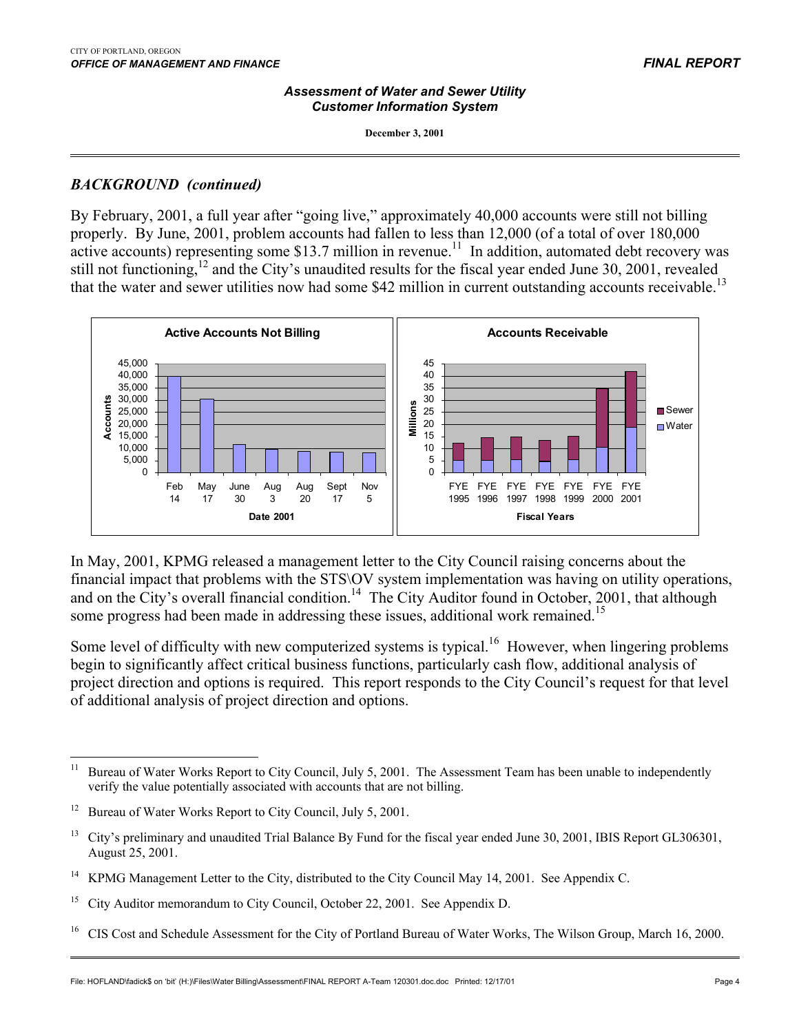## BACKGROUND (continued)

By February, 2001, a full year after "going live," approximately 40,000 accounts were still not billing properly. By June, 2001, problem accounts had fallen to less than 12,000 (of a total of over 180,000 active accounts) representing some \$13.7 million in revenue.[11] In addition, automated debt recovery was still not functioning,[12] and the City's unaudited results for the fiscal year ended June 30, 2001, revealed that the water and sewer utilities now had some \$42 million in current outstanding accounts receivable.[13]

**Active Accounts Not Billing**

| Date 2001 | Accounts |
|---|---|
| Feb 14 | ~40,000 |
| May 17 | ~30,500 |
| June 30 | ~11,800 |
| Aug 3 | ~9,800 |
| Aug 20 | ~9,000 |
| Sept 17 | ~8,600 |
| Nov 5 | ~8,300 |

**Accounts Receivable** (Millions)

| Fiscal Years | Water | Sewer | Total |
|---|---|---|---|
| FYE 1995 | ~5 | ~7 | ~12 |
| FYE 1996 | ~5 | ~9.5 | ~14.5 |
| FYE 1997 | ~5.5 | ~9.5 | ~15 |
| FYE 1998 | ~4.5 | ~9 | ~13.5 |
| FYE 1999 | ~5.5 | ~9.5 | ~15 |
| FYE 2000 | ~10.5 | ~24 | ~34.5 |
| FYE 2001 | ~19 | ~23 | ~42 |

In May, 2001, KPMG released a management letter to the City Council raising concerns about the financial impact that problems with the STS\OV system implementation was having on utility operations, and on the City's overall financial condition.[14] The City Auditor found in October, 2001, that although some progress had been made in addressing these issues, additional work remained.[15]

Some level of difficulty with new computerized systems is typical.[16] However, when lingering problems begin to significantly affect critical business functions, particularly cash flow, additional analysis of project direction and options is required. This report responds to the City Council's request for that level of additional analysis of project direction and options.

---

[11] Bureau of Water Works Report to City Council, July 5, 2001. The Assessment Team has been unable to independently verify the value potentially associated with accounts that are not billing.

[12] Bureau of Water Works Report to City Council, July 5, 2001.

[13] City's preliminary and unaudited Trial Balance By Fund for the fiscal year ended June 30, 2001, IBIS Report GL306301, August 25, 2001.

[14] KPMG Management Letter to the City, distributed to the City Council May 14, 2001. See Appendix C.

[15] City Auditor memorandum to City Council, October 22, 2001. See Appendix D.

[16] CIS Cost and Schedule Assessment for the City of Portland Bureau of Water Works, The Wilson Group, March 16, 2000.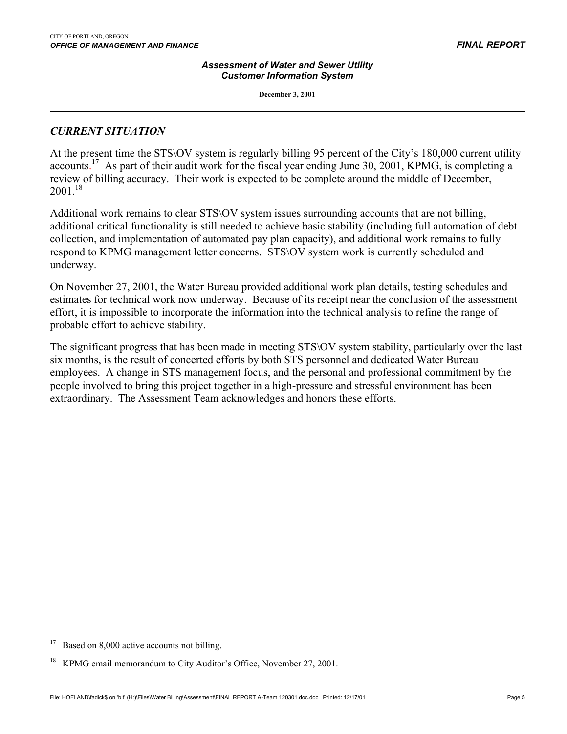## *CURRENT SITUATION*

At the present time the STS\OV system is regularly billing 95 percent of the City's 180,000 current utility accounts.[17] As part of their audit work for the fiscal year ending June 30, 2001, KPMG, is completing a review of billing accuracy. Their work is expected to be complete around the middle of December, 2001.[18]

Additional work remains to clear STS\OV system issues surrounding accounts that are not billing, additional critical functionality is still needed to achieve basic stability (including full automation of debt collection, and implementation of automated pay plan capacity), and additional work remains to fully respond to KPMG management letter concerns. STS\OV system work is currently scheduled and underway.

On November 27, 2001, the Water Bureau provided additional work plan details, testing schedules and estimates for technical work now underway. Because of its receipt near the conclusion of the assessment effort, it is impossible to incorporate the information into the technical analysis to refine the range of probable effort to achieve stability.

The significant progress that has been made in meeting STS\OV system stability, particularly over the last six months, is the result of concerted efforts by both STS personnel and dedicated Water Bureau employees. A change in STS management focus, and the personal and professional commitment by the people involved to bring this project together in a high-pressure and stressful environment has been extraordinary. The Assessment Team acknowledges and honors these efforts.

---

[17] Based on 8,000 active accounts not billing.

[18] KPMG email memorandum to City Auditor's Office, November 27, 2001.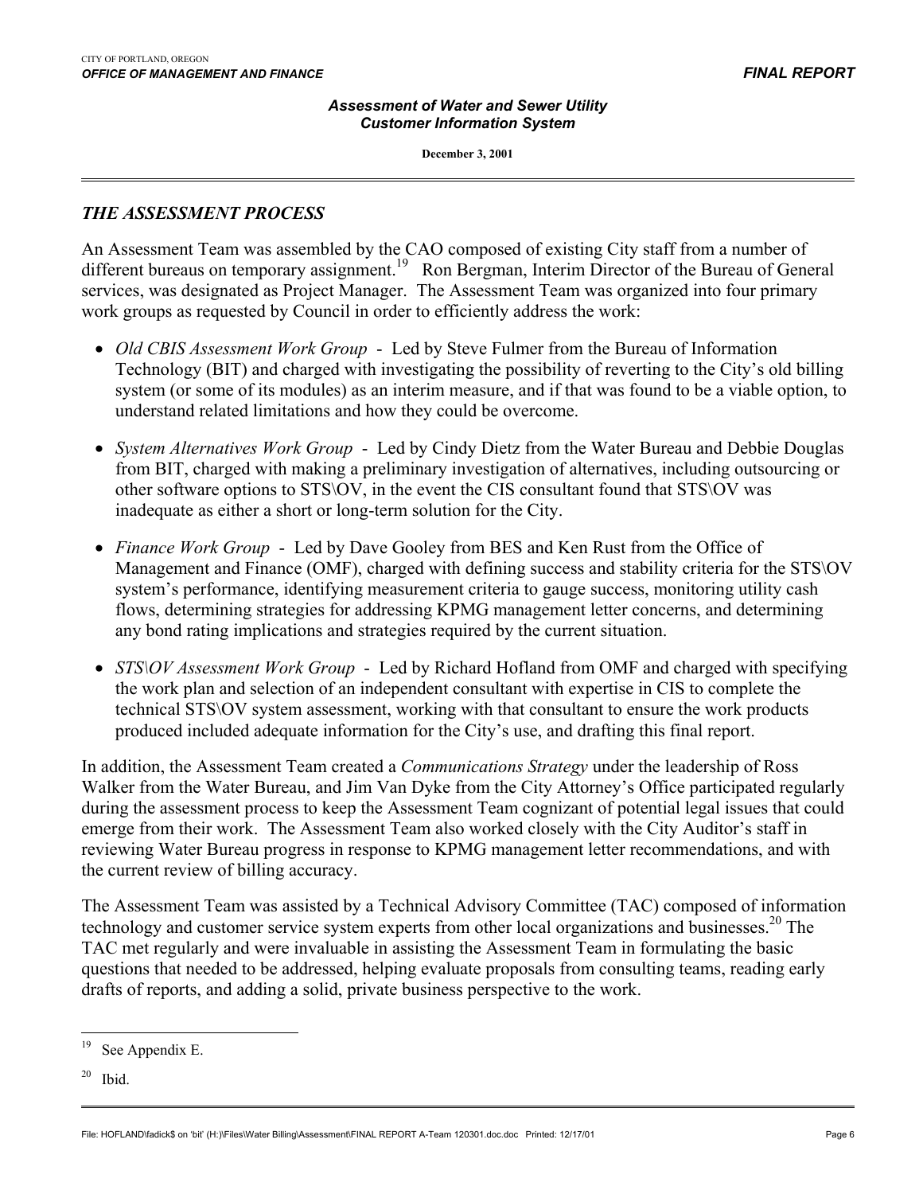## *THE ASSESSMENT PROCESS*

An Assessment Team was assembled by the CAO composed of existing City staff from a number of different bureaus on temporary assignment.[19] Ron Bergman, Interim Director of the Bureau of General services, was designated as Project Manager. The Assessment Team was organized into four primary work groups as requested by Council in order to efficiently address the work:

- *Old CBIS Assessment Work Group* - Led by Steve Fulmer from the Bureau of Information Technology (BIT) and charged with investigating the possibility of reverting to the City's old billing system (or some of its modules) as an interim measure, and if that was found to be a viable option, to understand related limitations and how they could be overcome.

- *System Alternatives Work Group* - Led by Cindy Dietz from the Water Bureau and Debbie Douglas from BIT, charged with making a preliminary investigation of alternatives, including outsourcing or other software options to STS\OV, in the event the CIS consultant found that STS\OV was inadequate as either a short or long-term solution for the City.

- *Finance Work Group* - Led by Dave Gooley from BES and Ken Rust from the Office of Management and Finance (OMF), charged with defining success and stability criteria for the STS\OV system's performance, identifying measurement criteria to gauge success, monitoring utility cash flows, determining strategies for addressing KPMG management letter concerns, and determining any bond rating implications and strategies required by the current situation.

- *STS\OV Assessment Work Group* - Led by Richard Hofland from OMF and charged with specifying the work plan and selection of an independent consultant with expertise in CIS to complete the technical STS\OV system assessment, working with that consultant to ensure the work products produced included adequate information for the City's use, and drafting this final report.

In addition, the Assessment Team created a *Communications Strategy* under the leadership of Ross Walker from the Water Bureau, and Jim Van Dyke from the City Attorney's Office participated regularly during the assessment process to keep the Assessment Team cognizant of potential legal issues that could emerge from their work. The Assessment Team also worked closely with the City Auditor's staff in reviewing Water Bureau progress in response to KPMG management letter recommendations, and with the current review of billing accuracy.

The Assessment Team was assisted by a Technical Advisory Committee (TAC) composed of information technology and customer service system experts from other local organizations and businesses.[20] The TAC met regularly and were invaluable in assisting the Assessment Team in formulating the basic questions that needed to be addressed, helping evaluate proposals from consulting teams, reading early drafts of reports, and adding a solid, private business perspective to the work.

---

[19] See Appendix E.

[20] Ibid.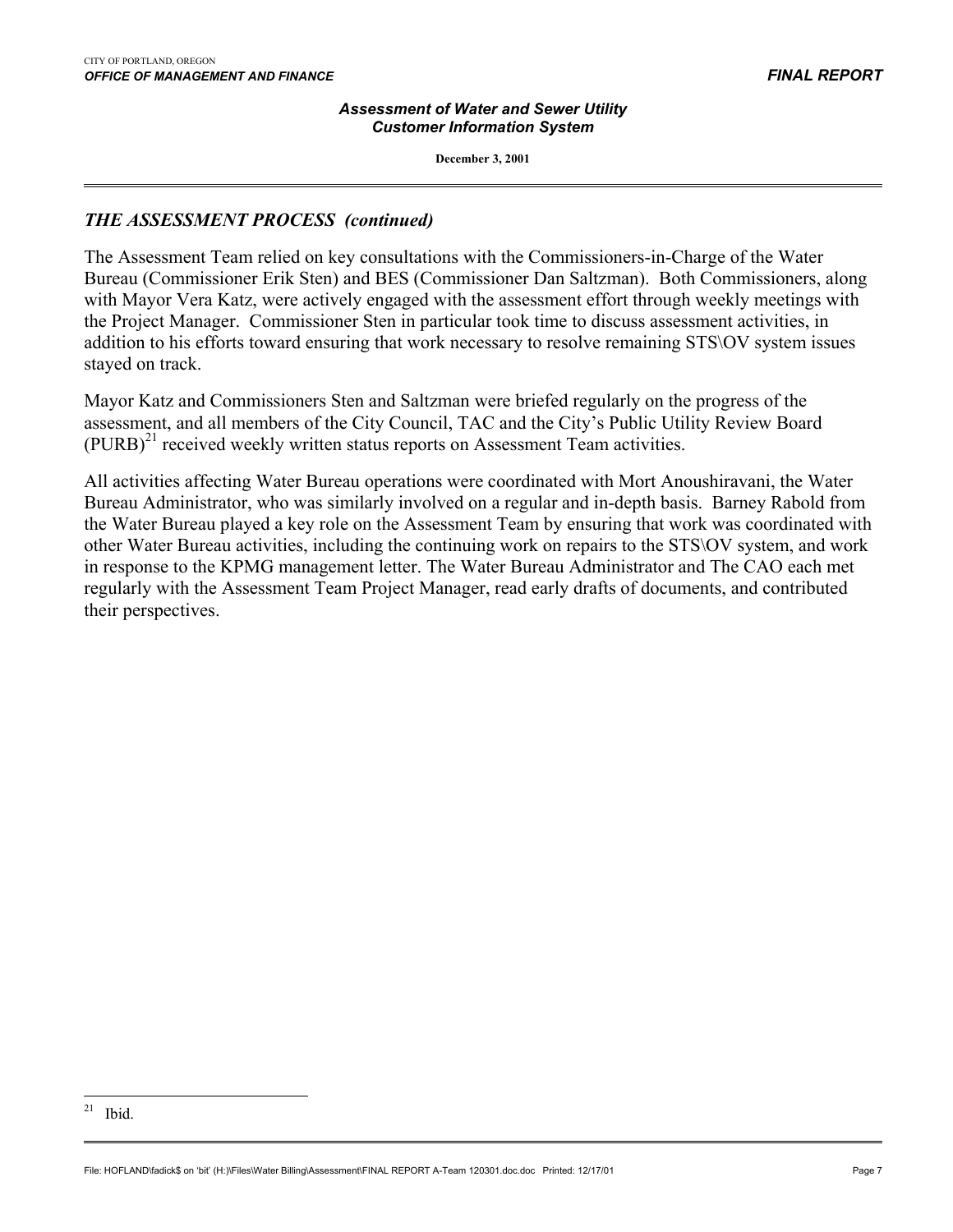## *THE ASSESSMENT PROCESS (continued)*

The Assessment Team relied on key consultations with the Commissioners-in-Charge of the Water Bureau (Commissioner Erik Sten) and BES (Commissioner Dan Saltzman). Both Commissioners, along with Mayor Vera Katz, were actively engaged with the assessment effort through weekly meetings with the Project Manager. Commissioner Sten in particular took time to discuss assessment activities, in addition to his efforts toward ensuring that work necessary to resolve remaining STS\OV system issues stayed on track.

Mayor Katz and Commissioners Sten and Saltzman were briefed regularly on the progress of the assessment, and all members of the City Council, TAC and the City's Public Utility Review Board (PURB)[21] received weekly written status reports on Assessment Team activities.

All activities affecting Water Bureau operations were coordinated with Mort Anoushiravani, the Water Bureau Administrator, who was similarly involved on a regular and in-depth basis. Barney Rabold from the Water Bureau played a key role on the Assessment Team by ensuring that work was coordinated with other Water Bureau activities, including the continuing work on repairs to the STS\OV system, and work in response to the KPMG management letter. The Water Bureau Administrator and The CAO each met regularly with the Assessment Team Project Manager, read early drafts of documents, and contributed their perspectives.

---

[21] Ibid.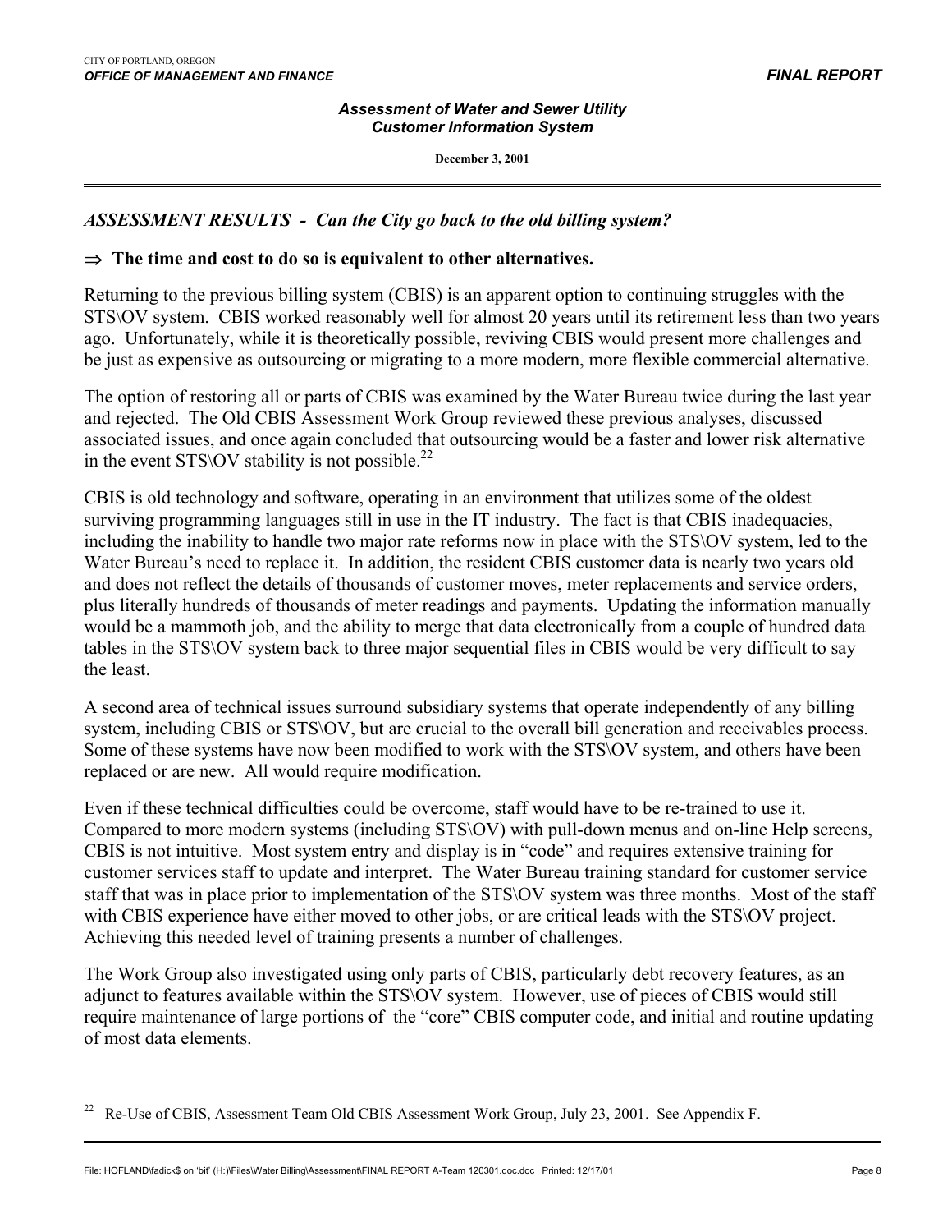## *ASSESSMENT RESULTS - Can the City go back to the old billing system?*

⇒ **The time and cost to do so is equivalent to other alternatives.**

Returning to the previous billing system (CBIS) is an apparent option to continuing struggles with the STS\OV system. CBIS worked reasonably well for almost 20 years until its retirement less than two years ago. Unfortunately, while it is theoretically possible, reviving CBIS would present more challenges and be just as expensive as outsourcing or migrating to a more modern, more flexible commercial alternative.

The option of restoring all or parts of CBIS was examined by the Water Bureau twice during the last year and rejected. The Old CBIS Assessment Work Group reviewed these previous analyses, discussed associated issues, and once again concluded that outsourcing would be a faster and lower risk alternative in the event STS\OV stability is not possible.[22]

CBIS is old technology and software, operating in an environment that utilizes some of the oldest surviving programming languages still in use in the IT industry. The fact is that CBIS inadequacies, including the inability to handle two major rate reforms now in place with the STS\OV system, led to the Water Bureau's need to replace it. In addition, the resident CBIS customer data is nearly two years old and does not reflect the details of thousands of customer moves, meter replacements and service orders, plus literally hundreds of thousands of meter readings and payments. Updating the information manually would be a mammoth job, and the ability to merge that data electronically from a couple of hundred data tables in the STS\OV system back to three major sequential files in CBIS would be very difficult to say the least.

A second area of technical issues surround subsidiary systems that operate independently of any billing system, including CBIS or STS\OV, but are crucial to the overall bill generation and receivables process. Some of these systems have now been modified to work with the STS\OV system, and others have been replaced or are new. All would require modification.

Even if these technical difficulties could be overcome, staff would have to be re-trained to use it. Compared to more modern systems (including STS\OV) with pull-down menus and on-line Help screens, CBIS is not intuitive. Most system entry and display is in "code" and requires extensive training for customer services staff to update and interpret. The Water Bureau training standard for customer service staff that was in place prior to implementation of the STS\OV system was three months. Most of the staff with CBIS experience have either moved to other jobs, or are critical leads with the STS\OV project. Achieving this needed level of training presents a number of challenges.

The Work Group also investigated using only parts of CBIS, particularly debt recovery features, as an adjunct to features available within the STS\OV system. However, use of pieces of CBIS would still require maintenance of large portions of the "core" CBIS computer code, and initial and routine updating of most data elements.

---

[22] Re-Use of CBIS, Assessment Team Old CBIS Assessment Work Group, July 23, 2001. See Appendix F.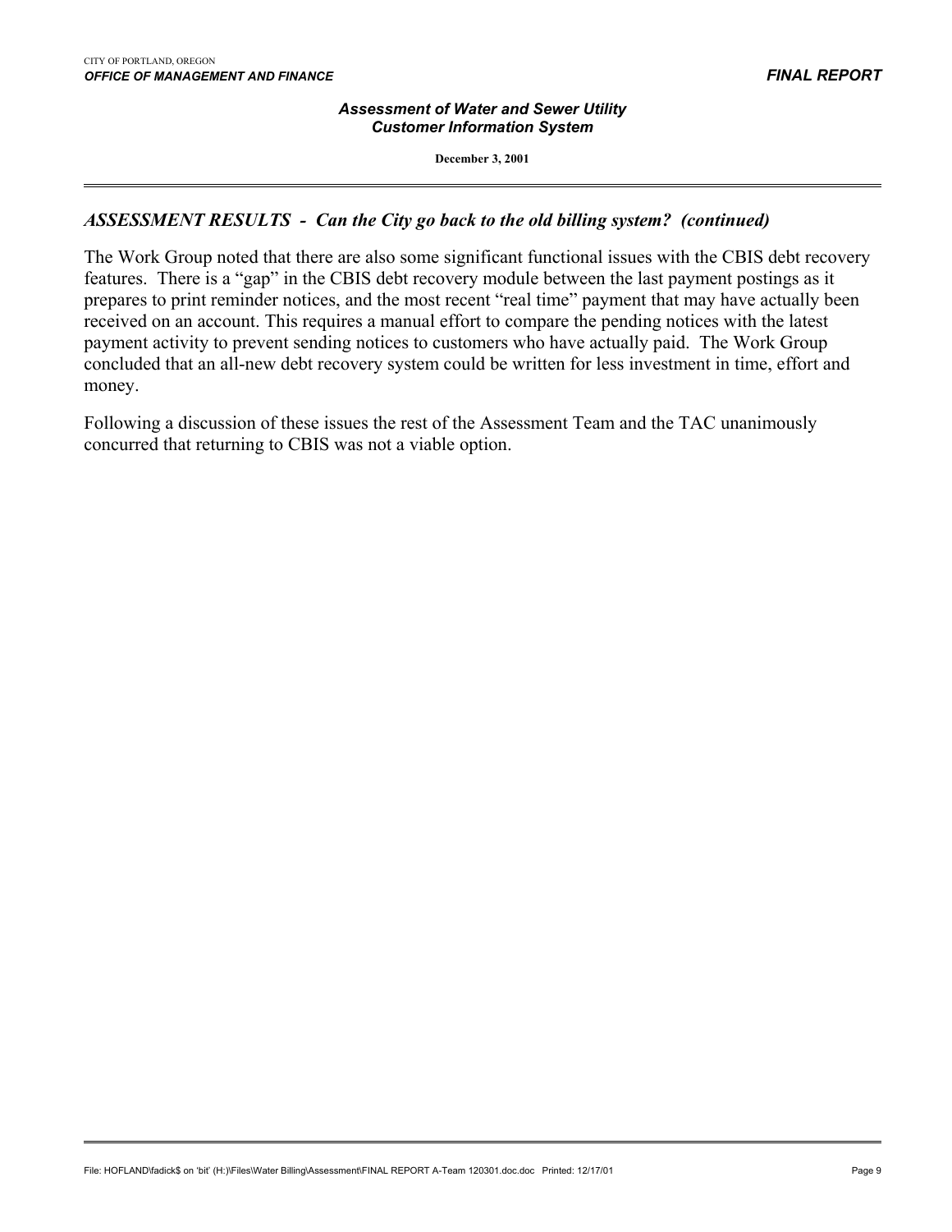## *ASSESSMENT RESULTS - Can the City go back to the old billing system? (continued)*

The Work Group noted that there are also some significant functional issues with the CBIS debt recovery features. There is a "gap" in the CBIS debt recovery module between the last payment postings as it prepares to print reminder notices, and the most recent "real time" payment that may have actually been received on an account. This requires a manual effort to compare the pending notices with the latest payment activity to prevent sending notices to customers who have actually paid. The Work Group concluded that an all-new debt recovery system could be written for less investment in time, effort and money.

Following a discussion of these issues the rest of the Assessment Team and the TAC unanimously concurred that returning to CBIS was not a viable option.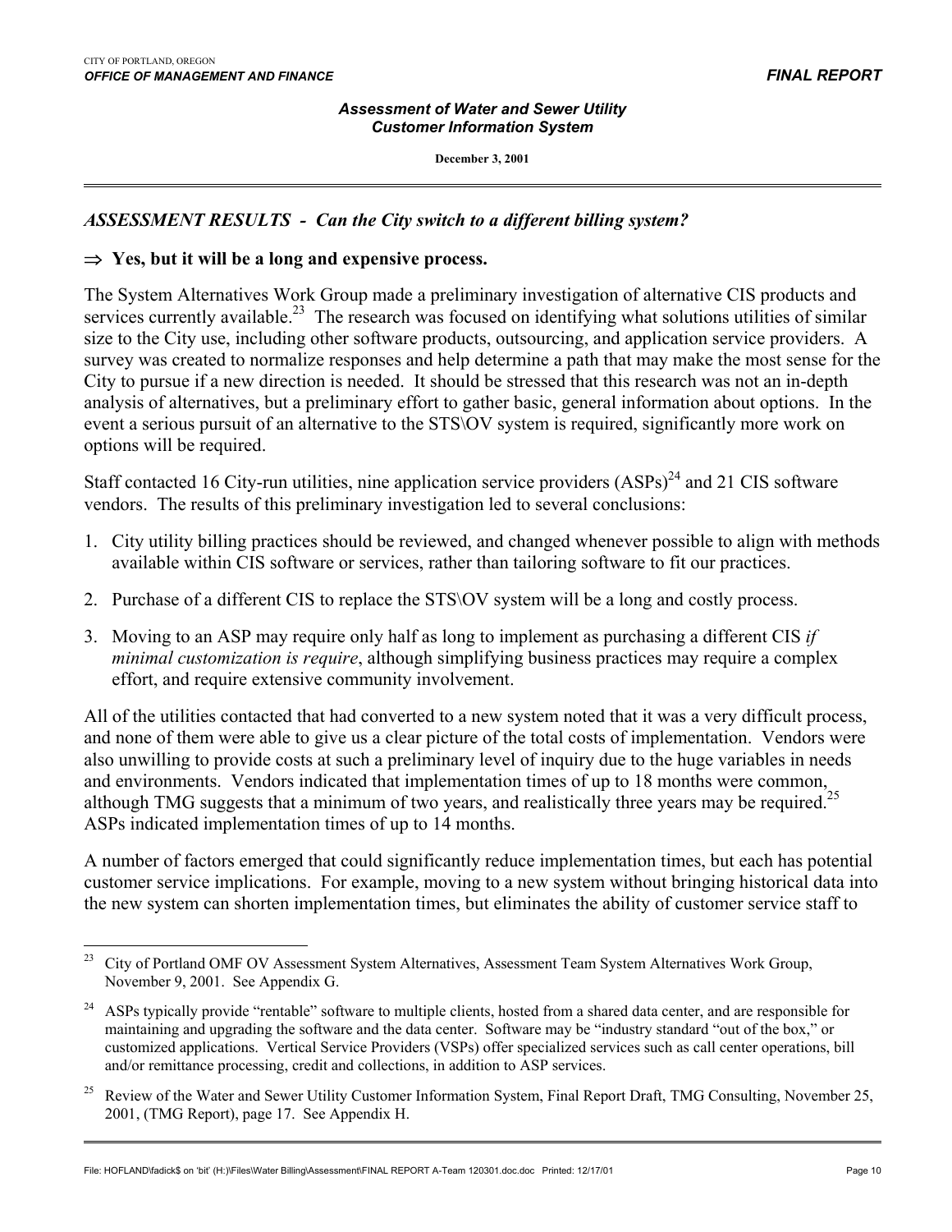## *ASSESSMENT RESULTS - Can the City switch to a different billing system?*

⇒ **Yes, but it will be a long and expensive process.**

The System Alternatives Work Group made a preliminary investigation of alternative CIS products and services currently available.[23] The research was focused on identifying what solutions utilities of similar size to the City use, including other software products, outsourcing, and application service providers. A survey was created to normalize responses and help determine a path that may make the most sense for the City to pursue if a new direction is needed. It should be stressed that this research was not an in-depth analysis of alternatives, but a preliminary effort to gather basic, general information about options. In the event a serious pursuit of an alternative to the STS\OV system is required, significantly more work on options will be required.

Staff contacted 16 City-run utilities, nine application service providers (ASPs)[24] and 21 CIS software vendors. The results of this preliminary investigation led to several conclusions:

1. City utility billing practices should be reviewed, and changed whenever possible to align with methods available within CIS software or services, rather than tailoring software to fit our practices.
2. Purchase of a different CIS to replace the STS\OV system will be a long and costly process.
3. Moving to an ASP may require only half as long to implement as purchasing a different CIS *if minimal customization is require*, although simplifying business practices may require a complex effort, and require extensive community involvement.

All of the utilities contacted that had converted to a new system noted that it was a very difficult process, and none of them were able to give us a clear picture of the total costs of implementation. Vendors were also unwilling to provide costs at such a preliminary level of inquiry due to the huge variables in needs and environments. Vendors indicated that implementation times of up to 18 months were common, although TMG suggests that a minimum of two years, and realistically three years may be required.[25] ASPs indicated implementation times of up to 14 months.

A number of factors emerged that could significantly reduce implementation times, but each has potential customer service implications. For example, moving to a new system without bringing historical data into the new system can shorten implementation times, but eliminates the ability of customer service staff to

---

[23] City of Portland OMF OV Assessment System Alternatives, Assessment Team System Alternatives Work Group, November 9, 2001. See Appendix G.

[24] ASPs typically provide "rentable" software to multiple clients, hosted from a shared data center, and are responsible for maintaining and upgrading the software and the data center. Software may be "industry standard "out of the box," or customized applications. Vertical Service Providers (VSPs) offer specialized services such as call center operations, bill and/or remittance processing, credit and collections, in addition to ASP services.

[25] Review of the Water and Sewer Utility Customer Information System, Final Report Draft, TMG Consulting, November 25, 2001, (TMG Report), page 17. See Appendix H.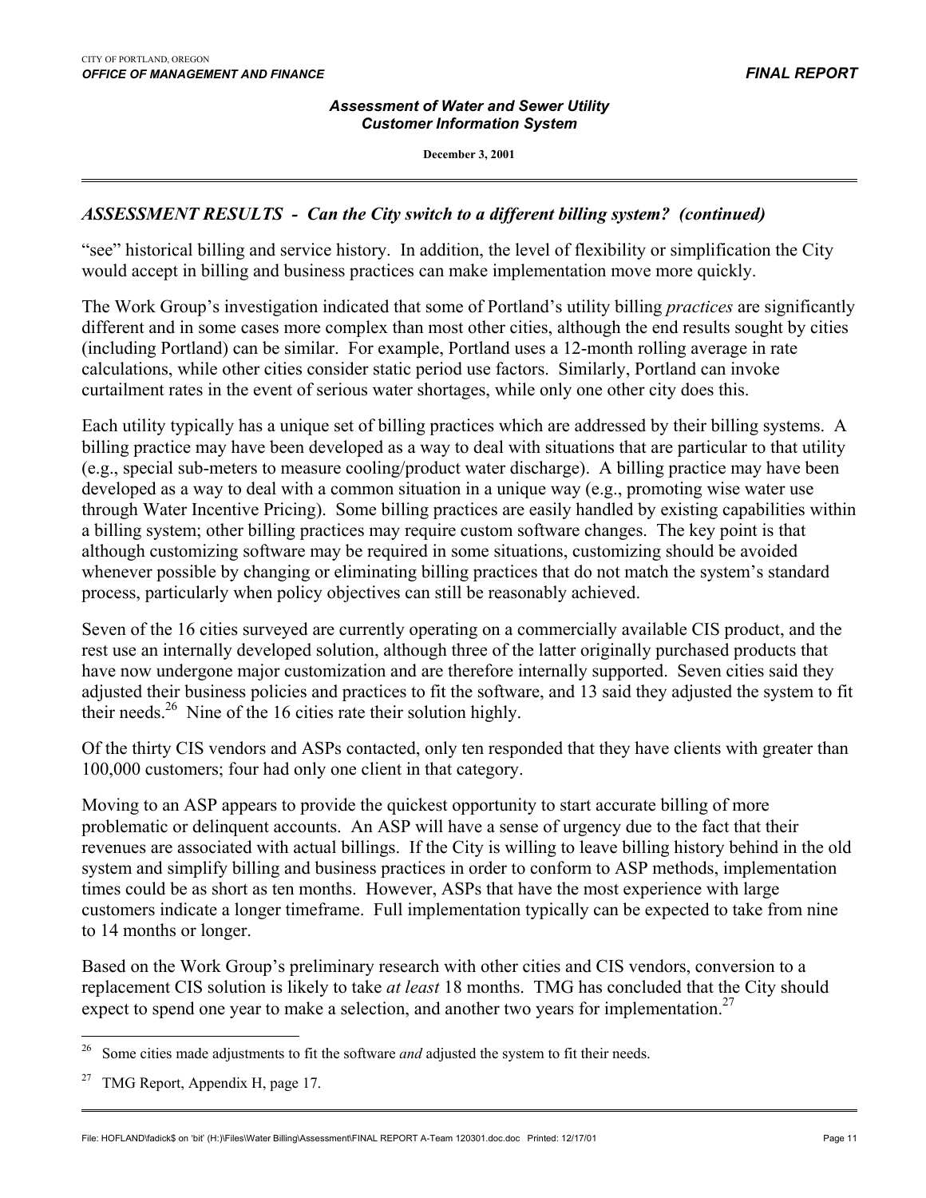## *ASSESSMENT RESULTS - Can the City switch to a different billing system? (continued)*

"see" historical billing and service history. In addition, the level of flexibility or simplification the City would accept in billing and business practices can make implementation move more quickly.

The Work Group's investigation indicated that some of Portland's utility billing *practices* are significantly different and in some cases more complex than most other cities, although the end results sought by cities (including Portland) can be similar. For example, Portland uses a 12-month rolling average in rate calculations, while other cities consider static period use factors. Similarly, Portland can invoke curtailment rates in the event of serious water shortages, while only one other city does this.

Each utility typically has a unique set of billing practices which are addressed by their billing systems. A billing practice may have been developed as a way to deal with situations that are particular to that utility (e.g., special sub-meters to measure cooling/product water discharge). A billing practice may have been developed as a way to deal with a common situation in a unique way (e.g., promoting wise water use through Water Incentive Pricing). Some billing practices are easily handled by existing capabilities within a billing system; other billing practices may require custom software changes. The key point is that although customizing software may be required in some situations, customizing should be avoided whenever possible by changing or eliminating billing practices that do not match the system's standard process, particularly when policy objectives can still be reasonably achieved.

Seven of the 16 cities surveyed are currently operating on a commercially available CIS product, and the rest use an internally developed solution, although three of the latter originally purchased products that have now undergone major customization and are therefore internally supported. Seven cities said they adjusted their business policies and practices to fit the software, and 13 said they adjusted the system to fit their needs.[26] Nine of the 16 cities rate their solution highly.

Of the thirty CIS vendors and ASPs contacted, only ten responded that they have clients with greater than 100,000 customers; four had only one client in that category.

Moving to an ASP appears to provide the quickest opportunity to start accurate billing of more problematic or delinquent accounts. An ASP will have a sense of urgency due to the fact that their revenues are associated with actual billings. If the City is willing to leave billing history behind in the old system and simplify billing and business practices in order to conform to ASP methods, implementation times could be as short as ten months. However, ASPs that have the most experience with large customers indicate a longer timeframe. Full implementation typically can be expected to take from nine to 14 months or longer.

Based on the Work Group's preliminary research with other cities and CIS vendors, conversion to a replacement CIS solution is likely to take *at least* 18 months. TMG has concluded that the City should expect to spend one year to make a selection, and another two years for implementation.[27]

---

[26] Some cities made adjustments to fit the software *and* adjusted the system to fit their needs.

[27] TMG Report, Appendix H, page 17.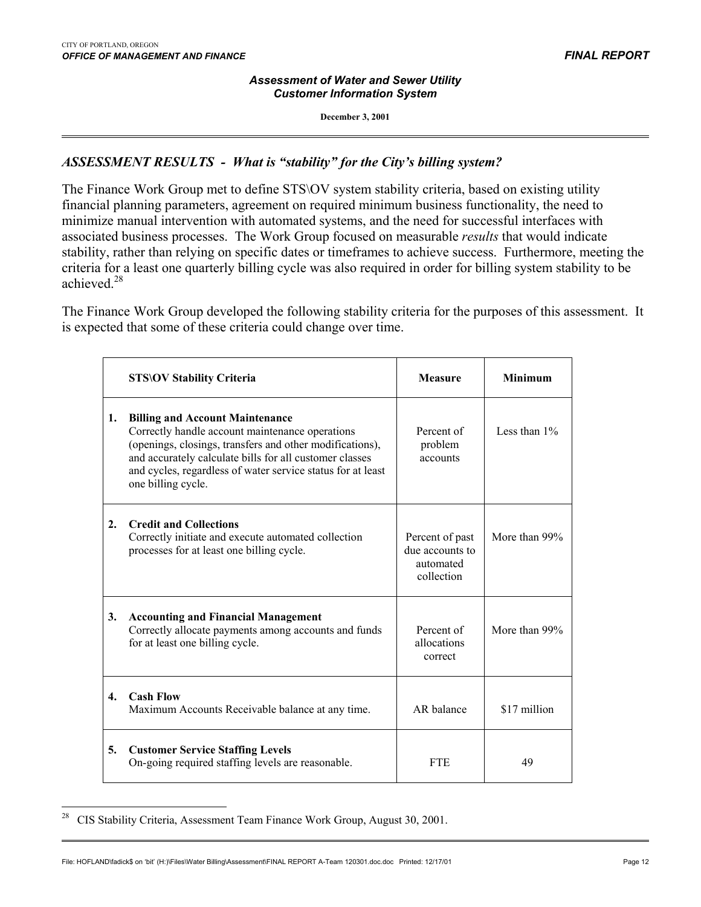## *ASSESSMENT RESULTS - What is "stability" for the City's billing system?*

The Finance Work Group met to define STS\OV system stability criteria, based on existing utility financial planning parameters, agreement on required minimum business functionality, the need to minimize manual intervention with automated systems, and the need for successful interfaces with associated business processes. The Work Group focused on measurable *results* that would indicate stability, rather than relying on specific dates or timeframes to achieve success. Furthermore, meeting the criteria for a least one quarterly billing cycle was also required in order for billing system stability to be achieved.[28]

The Finance Work Group developed the following stability criteria for the purposes of this assessment. It is expected that some of these criteria could change over time.

| | STS\OV Stability Criteria | Measure | Minimum |
|---|---|---|---|
| 1. | **Billing and Account Maintenance**<br>Correctly handle account maintenance operations (openings, closings, transfers and other modifications), and accurately calculate bills for all customer classes and cycles, regardless of water service status for at least one billing cycle. | Percent of problem accounts | Less than 1% |
| 2. | **Credit and Collections**<br>Correctly initiate and execute automated collection processes for at least one billing cycle. | Percent of past due accounts to automated collection | More than 99% |
| 3. | **Accounting and Financial Management**<br>Correctly allocate payments among accounts and funds for at least one billing cycle. | Percent of allocations correct | More than 99% |
| 4. | **Cash Flow**<br>Maximum Accounts Receivable balance at any time. | AR balance | \$17 million |
| 5. | **Customer Service Staffing Levels**<br>On-going required staffing levels are reasonable. | FTE | 49 |

[28] CIS Stability Criteria, Assessment Team Finance Work Group, August 30, 2001.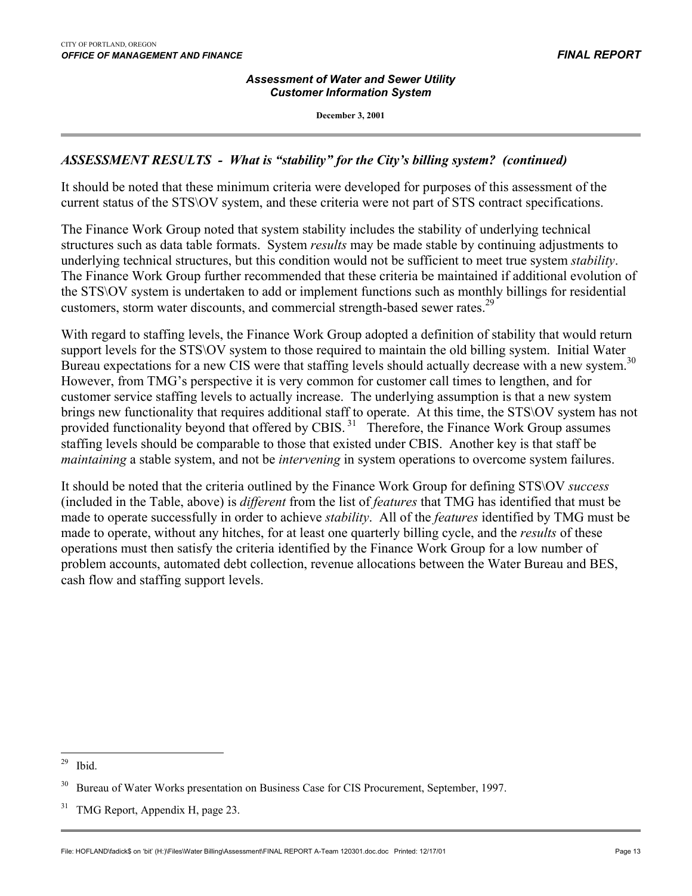## *ASSESSMENT RESULTS - What is "stability" for the City's billing system? (continued)*

It should be noted that these minimum criteria were developed for purposes of this assessment of the current status of the STS\OV system, and these criteria were not part of STS contract specifications.

The Finance Work Group noted that system stability includes the stability of underlying technical structures such as data table formats. System *results* may be made stable by continuing adjustments to underlying technical structures, but this condition would not be sufficient to meet true system *stability*. The Finance Work Group further recommended that these criteria be maintained if additional evolution of the STS\OV system is undertaken to add or implement functions such as monthly billings for residential customers, storm water discounts, and commercial strength-based sewer rates.[29]

With regard to staffing levels, the Finance Work Group adopted a definition of stability that would return support levels for the STS\OV system to those required to maintain the old billing system. Initial Water Bureau expectations for a new CIS were that staffing levels should actually decrease with a new system.[30] However, from TMG's perspective it is very common for customer call times to lengthen, and for customer service staffing levels to actually increase. The underlying assumption is that a new system brings new functionality that requires additional staff to operate. At this time, the STS\OV system has not provided functionality beyond that offered by CBIS.[31] Therefore, the Finance Work Group assumes staffing levels should be comparable to those that existed under CBIS. Another key is that staff be *maintaining* a stable system, and not be *intervening* in system operations to overcome system failures.

It should be noted that the criteria outlined by the Finance Work Group for defining STS\OV *success* (included in the Table, above) is *different* from the list of *features* that TMG has identified that must be made to operate successfully in order to achieve *stability*. All of the *features* identified by TMG must be made to operate, without any hitches, for at least one quarterly billing cycle, and the *results* of these operations must then satisfy the criteria identified by the Finance Work Group for a low number of problem accounts, automated debt collection, revenue allocations between the Water Bureau and BES, cash flow and staffing support levels.

---

[29] Ibid.

[30] Bureau of Water Works presentation on Business Case for CIS Procurement, September, 1997.

[31] TMG Report, Appendix H, page 23.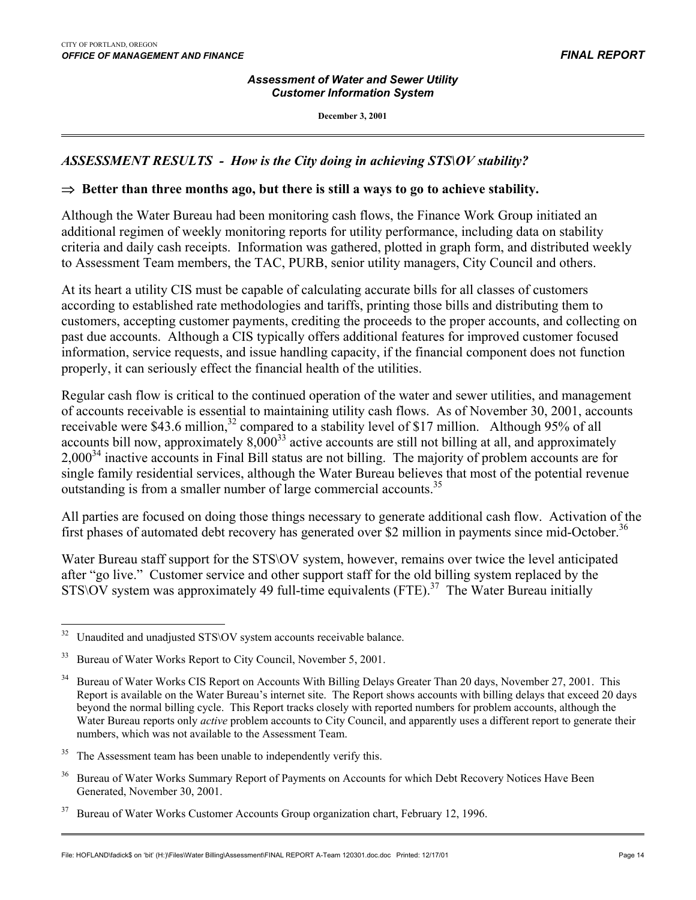## *ASSESSMENT RESULTS - How is the City doing in achieving STS\OV stability?*

⇒ **Better than three months ago, but there is still a ways to go to achieve stability.**

Although the Water Bureau had been monitoring cash flows, the Finance Work Group initiated an additional regimen of weekly monitoring reports for utility performance, including data on stability criteria and daily cash receipts. Information was gathered, plotted in graph form, and distributed weekly to Assessment Team members, the TAC, PURB, senior utility managers, City Council and others.

At its heart a utility CIS must be capable of calculating accurate bills for all classes of customers according to established rate methodologies and tariffs, printing those bills and distributing them to customers, accepting customer payments, crediting the proceeds to the proper accounts, and collecting on past due accounts. Although a CIS typically offers additional features for improved customer focused information, service requests, and issue handling capacity, if the financial component does not function properly, it can seriously effect the financial health of the utilities.

Regular cash flow is critical to the continued operation of the water and sewer utilities, and management of accounts receivable is essential to maintaining utility cash flows. As of November 30, 2001, accounts receivable were $43.6 million,[32] compared to a stability level of $17 million. Although 95% of all accounts bill now, approximately 8,000[33] active accounts are still not billing at all, and approximately 2,000[34] inactive accounts in Final Bill status are not billing. The majority of problem accounts are for single family residential services, although the Water Bureau believes that most of the potential revenue outstanding is from a smaller number of large commercial accounts.[35]

All parties are focused on doing those things necessary to generate additional cash flow. Activation of the first phases of automated debt recovery has generated over $2 million in payments since mid-October.[36]

Water Bureau staff support for the STS\OV system, however, remains over twice the level anticipated after "go live." Customer service and other support staff for the old billing system replaced by the STS\OV system was approximately 49 full-time equivalents (FTE).[37] The Water Bureau initially

---

[32] Unaudited and unadjusted STS\OV system accounts receivable balance.

[33] Bureau of Water Works Report to City Council, November 5, 2001.

[34] Bureau of Water Works CIS Report on Accounts With Billing Delays Greater Than 20 days, November 27, 2001. This Report is available on the Water Bureau's internet site. The Report shows accounts with billing delays that exceed 20 days beyond the normal billing cycle. This Report tracks closely with reported numbers for problem accounts, although the Water Bureau reports only *active* problem accounts to City Council, and apparently uses a different report to generate their numbers, which was not available to the Assessment Team.

[35] The Assessment team has been unable to independently verify this.

[36] Bureau of Water Works Summary Report of Payments on Accounts for which Debt Recovery Notices Have Been Generated, November 30, 2001.

[37] Bureau of Water Works Customer Accounts Group organization chart, February 12, 1996.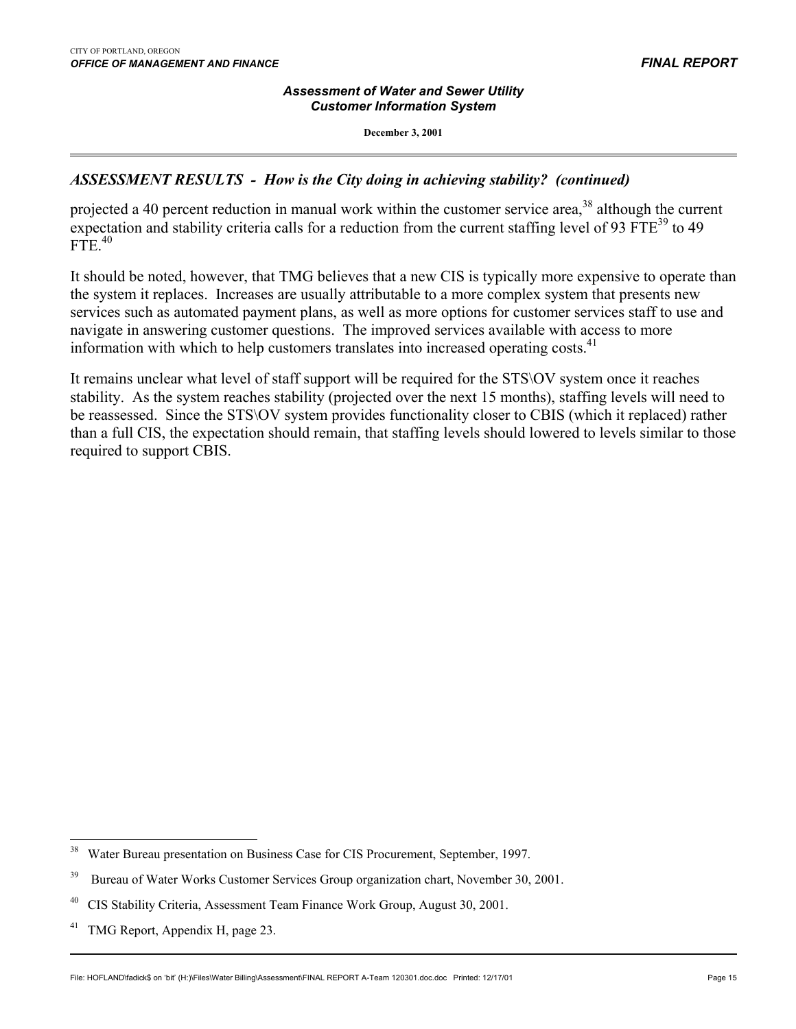## *ASSESSMENT RESULTS - How is the City doing in achieving stability? (continued)*

projected a 40 percent reduction in manual work within the customer service area,[38] although the current expectation and stability criteria calls for a reduction from the current staffing level of 93 FTE[39] to 49 FTE.[40]

It should be noted, however, that TMG believes that a new CIS is typically more expensive to operate than the system it replaces. Increases are usually attributable to a more complex system that presents new services such as automated payment plans, as well as more options for customer services staff to use and navigate in answering customer questions. The improved services available with access to more information with which to help customers translates into increased operating costs.[41]

It remains unclear what level of staff support will be required for the STS\OV system once it reaches stability. As the system reaches stability (projected over the next 15 months), staffing levels will need to be reassessed. Since the STS\OV system provides functionality closer to CBIS (which it replaced) rather than a full CIS, the expectation should remain, that staffing levels should lowered to levels similar to those required to support CBIS.

---

[38] Water Bureau presentation on Business Case for CIS Procurement, September, 1997.

[39] Bureau of Water Works Customer Services Group organization chart, November 30, 2001.

[40] CIS Stability Criteria, Assessment Team Finance Work Group, August 30, 2001.

[41] TMG Report, Appendix H, page 23.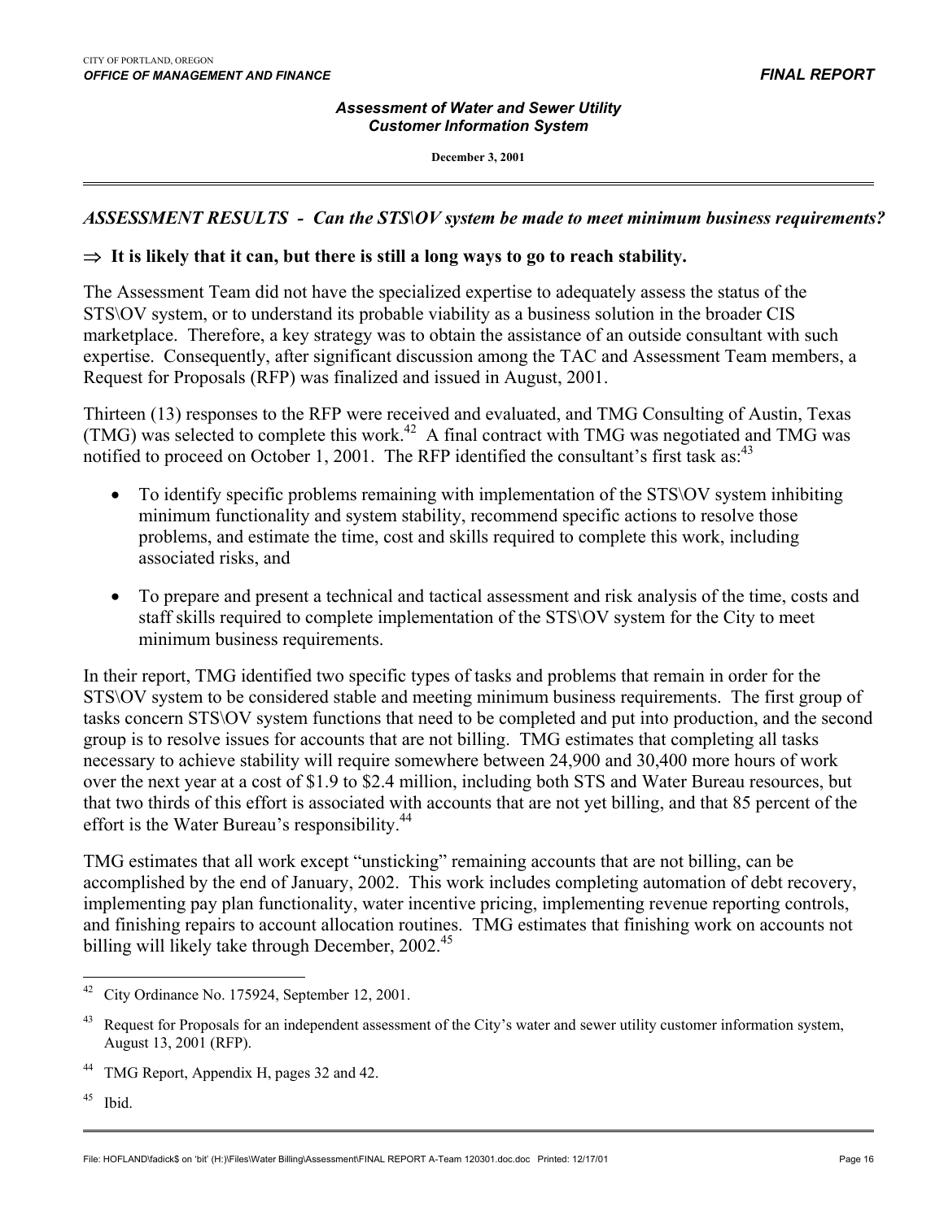## *ASSESSMENT RESULTS - Can the STS\OV system be made to meet minimum business requirements?*

**⇒ It is likely that it can, but there is still a long ways to go to reach stability.**

The Assessment Team did not have the specialized expertise to adequately assess the status of the STS\OV system, or to understand its probable viability as a business solution in the broader CIS marketplace. Therefore, a key strategy was to obtain the assistance of an outside consultant with such expertise. Consequently, after significant discussion among the TAC and Assessment Team members, a Request for Proposals (RFP) was finalized and issued in August, 2001.

Thirteen (13) responses to the RFP were received and evaluated, and TMG Consulting of Austin, Texas (TMG) was selected to complete this work.[42] A final contract with TMG was negotiated and TMG was notified to proceed on October 1, 2001. The RFP identified the consultant's first task as:[43]

- To identify specific problems remaining with implementation of the STS\OV system inhibiting minimum functionality and system stability, recommend specific actions to resolve those problems, and estimate the time, cost and skills required to complete this work, including associated risks, and
- To prepare and present a technical and tactical assessment and risk analysis of the time, costs and staff skills required to complete implementation of the STS\OV system for the City to meet minimum business requirements.

In their report, TMG identified two specific types of tasks and problems that remain in order for the STS\OV system to be considered stable and meeting minimum business requirements. The first group of tasks concern STS\OV system functions that need to be completed and put into production, and the second group is to resolve issues for accounts that are not billing. TMG estimates that completing all tasks necessary to achieve stability will require somewhere between 24,900 and 30,400 more hours of work over the next year at a cost of $1.9 to $2.4 million, including both STS and Water Bureau resources, but that two thirds of this effort is associated with accounts that are not yet billing, and that 85 percent of the effort is the Water Bureau's responsibility.[44]

TMG estimates that all work except "unsticking" remaining accounts that are not billing, can be accomplished by the end of January, 2002. This work includes completing automation of debt recovery, implementing pay plan functionality, water incentive pricing, implementing revenue reporting controls, and finishing repairs to account allocation routines. TMG estimates that finishing work on accounts not billing will likely take through December, 2002.[45]

---

[42] City Ordinance No. 175924, September 12, 2001.

[43] Request for Proposals for an independent assessment of the City's water and sewer utility customer information system, August 13, 2001 (RFP).

[44] TMG Report, Appendix H, pages 32 and 42.

[45] Ibid.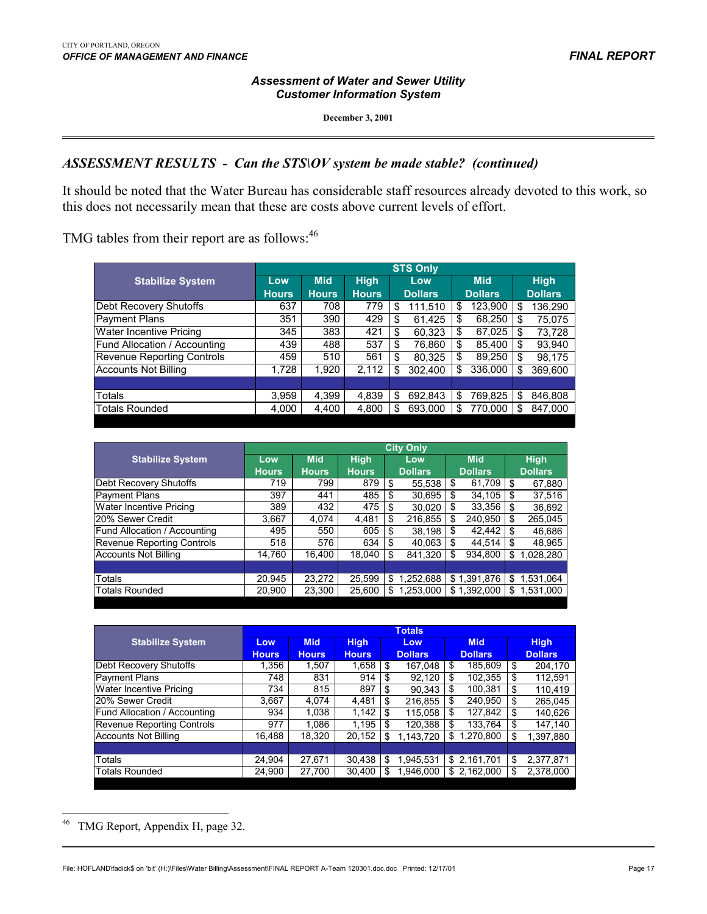## ASSESSMENT RESULTS - Can the STS\OV system be made stable? (continued)

It should be noted that the Water Bureau has considerable staff resources already devoted to this work, so this does not necessarily mean that these are costs above current levels of effort.

TMG tables from their report are as follows:[46]

| Stabilize System | STS Only | | | | | |
|---|---|---|---|---|---|---|
| | Low Hours | Mid Hours | High Hours | Low Dollars | Mid Dollars | High Dollars |
| Debt Recovery Shutoffs | 637 | 708 | 779 | $ 111,510 | $ 123,900 | $ 136,290 |
| Payment Plans | 351 | 390 | 429 | $ 61,425 | $ 68,250 | $ 75,075 |
| Water Incentive Pricing | 345 | 383 | 421 | $ 60,323 | $ 67,025 | $ 73,728 |
| Fund Allocation / Accounting | 439 | 488 | 537 | $ 76,860 | $ 85,400 | $ 93,940 |
| Revenue Reporting Controls | 459 | 510 | 561 | $ 80,325 | $ 89,250 | $ 98,175 |
| Accounts Not Billing | 1,728 | 1,920 | 2,112 | $ 302,400 | $ 336,000 | $ 369,600 |
| | | | | | | |
| Totals | 3,959 | 4,399 | 4,839 | $ 692,843 | $ 769,825 | $ 846,808 |
| Totals Rounded | 4,000 | 4,400 | 4,800 | $ 693,000 | $ 770,000 | $ 847,000 |

| Stabilize System | City Only | | | | | |
|---|---|---|---|---|---|---|
| | Low Hours | Mid Hours | High Hours | Low Dollars | Mid Dollars | High Dollars |
| Debt Recovery Shutoffs | 719 | 799 | 879 | $ 55,538 | $ 61,709 | $ 67,880 |
| Payment Plans | 397 | 441 | 485 | $ 30,695 | $ 34,105 | $ 37,516 |
| Water Incentive Pricing | 389 | 432 | 475 | $ 30,020 | $ 33,356 | $ 36,692 |
| 20% Sewer Credit | 3,667 | 4,074 | 4,481 | $ 216,855 | $ 240,950 | $ 265,045 |
| Fund Allocation / Accounting | 495 | 550 | 605 | $ 38,198 | $ 42,442 | $ 46,686 |
| Revenue Reporting Controls | 518 | 576 | 634 | $ 40,063 | $ 44,514 | $ 48,965 |
| Accounts Not Billing | 14,760 | 16,400 | 18,040 | $ 841,320 | $ 934,800 | $ 1,028,280 |
| | | | | | | |
| Totals | 20,945 | 23,272 | 25,599 | $ 1,252,688 | $ 1,391,876 | $ 1,531,064 |
| Totals Rounded | 20,900 | 23,300 | 25,600 | $ 1,253,000 | $ 1,392,000 | $ 1,531,000 |

| Stabilize System | Totals | | | | | |
|---|---|---|---|---|---|---|
| | Low Hours | Mid Hours | High Hours | Low Dollars | Mid Dollars | High Dollars |
| Debt Recovery Shutoffs | 1,356 | 1,507 | 1,658 | $ 167,048 | $ 185,609 | $ 204,170 |
| Payment Plans | 748 | 831 | 914 | $ 92,120 | $ 102,355 | $ 112,591 |
| Water Incentive Pricing | 734 | 815 | 897 | $ 90,343 | $ 100,381 | $ 110,419 |
| 20% Sewer Credit | 3,667 | 4,074 | 4,481 | $ 216,855 | $ 240,950 | $ 265,045 |
| Fund Allocation / Accounting | 934 | 1,038 | 1,142 | $ 115,058 | $ 127,842 | $ 140,626 |
| Revenue Reporting Controls | 977 | 1,086 | 1,195 | $ 120,388 | $ 133,764 | $ 147,140 |
| Accounts Not Billing | 16,488 | 18,320 | 20,152 | $ 1,143,720 | $ 1,270,800 | $ 1,397,880 |
| | | | | | | |
| Totals | 24,904 | 27,671 | 30,438 | $ 1,945,531 | $ 2,161,701 | $ 2,377,871 |
| Totals Rounded | 24,900 | 27,700 | 30,400 | $ 1,946,000 | $ 2,162,000 | $ 2,378,000 |

[46] TMG Report, Appendix H, page 32.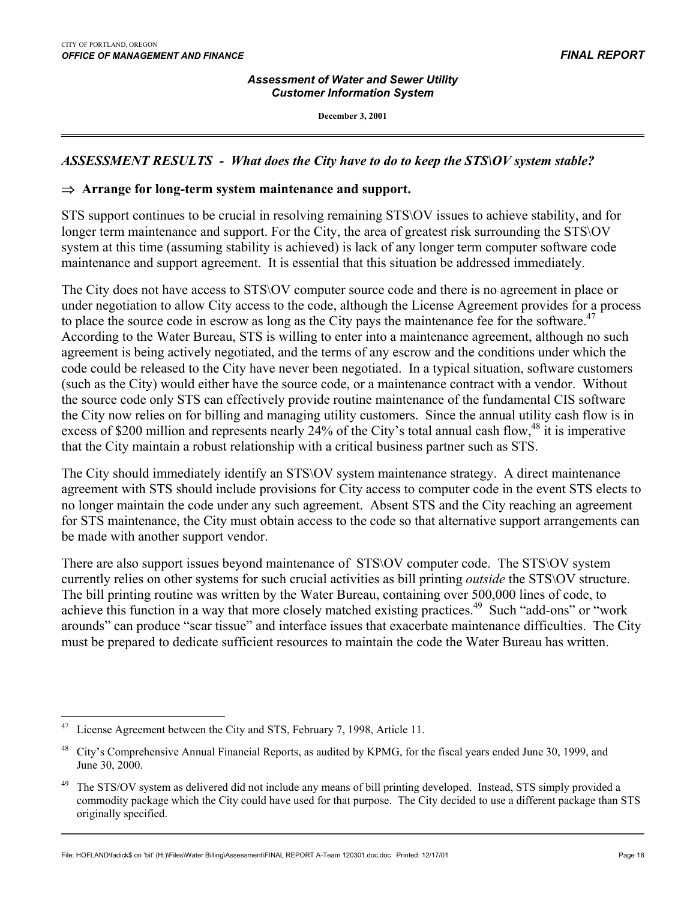## *ASSESSMENT RESULTS - What does the City have to do to keep the STS\OV system stable?*

### ⇒ Arrange for long-term system maintenance and support.

STS support continues to be crucial in resolving remaining STS\OV issues to achieve stability, and for longer term maintenance and support. For the City, the area of greatest risk surrounding the STS\OV system at this time (assuming stability is achieved) is lack of any longer term computer software code maintenance and support agreement. It is essential that this situation be addressed immediately.

The City does not have access to STS\OV computer source code and there is no agreement in place or under negotiation to allow City access to the code, although the License Agreement provides for a process to place the source code in escrow as long as the City pays the maintenance fee for the software.[47] According to the Water Bureau, STS is willing to enter into a maintenance agreement, although no such agreement is being actively negotiated, and the terms of any escrow and the conditions under which the code could be released to the City have never been negotiated. In a typical situation, software customers (such as the City) would either have the source code, or a maintenance contract with a vendor. Without the source code only STS can effectively provide routine maintenance of the fundamental CIS software the City now relies on for billing and managing utility customers. Since the annual utility cash flow is in excess of $200 million and represents nearly 24% of the City's total annual cash flow,[48] it is imperative that the City maintain a robust relationship with a critical business partner such as STS.

The City should immediately identify an STS\OV system maintenance strategy. A direct maintenance agreement with STS should include provisions for City access to computer code in the event STS elects to no longer maintain the code under any such agreement. Absent STS and the City reaching an agreement for STS maintenance, the City must obtain access to the code so that alternative support arrangements can be made with another support vendor.

There are also support issues beyond maintenance of STS\OV computer code. The STS\OV system currently relies on other systems for such crucial activities as bill printing *outside* the STS\OV structure. The bill printing routine was written by the Water Bureau, containing over 500,000 lines of code, to achieve this function in a way that more closely matched existing practices.[49] Such "add-ons" or "work arounds" can produce "scar tissue" and interface issues that exacerbate maintenance difficulties. The City must be prepared to dedicate sufficient resources to maintain the code the Water Bureau has written.

---

[47] License Agreement between the City and STS, February 7, 1998, Article 11.

[48] City's Comprehensive Annual Financial Reports, as audited by KPMG, for the fiscal years ended June 30, 1999, and June 30, 2000.

[49] The STS/OV system as delivered did not include any means of bill printing developed. Instead, STS simply provided a commodity package which the City could have used for that purpose. The City decided to use a different package than STS originally specified.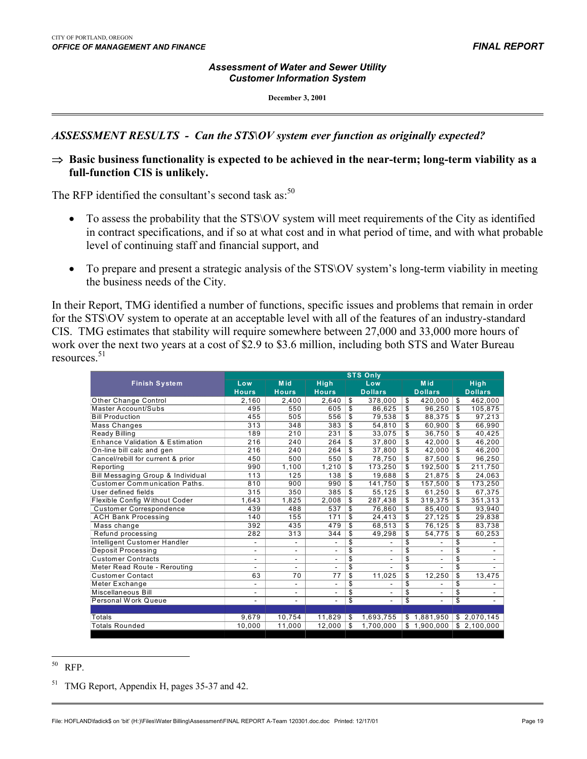## ASSESSMENT RESULTS - *Can the STS\OV system ever function as originally expected?*

⇒ **Basic business functionality is expected to be achieved in the near-term; long-term viability as a full-function CIS is unlikely.**

The RFP identified the consultant's second task as:[50]

- To assess the probability that the STS\OV system will meet requirements of the City as identified in contract specifications, and if so at what cost and in what period of time, and with what probable level of continuing staff and financial support, and
- To prepare and present a strategic analysis of the STS\OV system's long-term viability in meeting the business needs of the City.

In their Report, TMG identified a number of functions, specific issues and problems that remain in order for the STS\OV system to operate at an acceptable level with all of the features of an industry-standard CIS. TMG estimates that stability will require somewhere between 27,000 and 33,000 more hours of work over the next two years at a cost of $2.9 to $3.6 million, including both STS and Water Bureau resources.[51]

| Finish System | STS Only | | | | | |
|---|---|---|---|---|---|---|
| | Low Hours | Mid Hours | High Hours | Low Dollars | Mid Dollars | High Dollars |
| Other Change Control | 2,160 | 2,400 | 2,640 | $ 378,000 | $ 420,000 | $ 462,000 |
| Master Account/Subs | 495 | 550 | 605 | $ 86,625 | $ 96,250 | $ 105,875 |
| Bill Production | 455 | 505 | 556 | $ 79,538 | $ 88,375 | $ 97,213 |
| Mass Changes | 313 | 348 | 383 | $ 54,810 | $ 60,900 | $ 66,990 |
| Ready Billing | 189 | 210 | 231 | $ 33,075 | $ 36,750 | $ 40,425 |
| Enhance Validation & Estimation | 216 | 240 | 264 | $ 37,800 | $ 42,000 | $ 46,200 |
| On-line bill calc and gen | 216 | 240 | 264 | $ 37,800 | $ 42,000 | $ 46,200 |
| Cancel/rebill for current & prior | 450 | 500 | 550 | $ 78,750 | $ 87,500 | $ 96,250 |
| Reporting | 990 | 1,100 | 1,210 | $ 173,250 | $ 192,500 | $ 211,750 |
| Bill Messaging Group & Individual | 113 | 125 | 138 | $ 19,688 | $ 21,875 | $ 24,063 |
| Customer Communication Paths. | 810 | 900 | 990 | $ 141,750 | $ 157,500 | $ 173,250 |
| User defined fields | 315 | 350 | 385 | $ 55,125 | $ 61,250 | $ 67,375 |
| Flexible Config Without Coder | 1,643 | 1,825 | 2,008 | $ 287,438 | $ 319,375 | $ 351,313 |
| Customer Correspondence | 439 | 488 | 537 | $ 76,860 | $ 85,400 | $ 93,940 |
| ACH Bank Processing | 140 | 155 | 171 | $ 24,413 | $ 27,125 | $ 29,838 |
| Mass change | 392 | 435 | 479 | $ 68,513 | $ 76,125 | $ 83,738 |
| Refund processing | 282 | 313 | 344 | $ 49,298 | $ 54,775 | $ 60,253 |
| Intelligent Customer Handler | - | - | - | $ - | $ - | $ - |
| Deposit Processing | - | - | - | $ - | $ - | $ - |
| Customer Contracts | - | - | - | $ - | $ - | $ - |
| Meter Read Route - Rerouting | - | - | - | $ - | $ - | $ - |
| Customer Contact | 63 | 70 | 77 | $ 11,025 | $ 12,250 | $ 13,475 |
| Meter Exchange | - | - | - | $ - | $ - | $ - |
| Miscellaneous Bill | - | - | - | $ - | $ - | $ - |
| Personal Work Queue | - | - | - | $ - | $ - | $ - |
| Totals | 9,679 | 10,754 | 11,829 | $ 1,693,755 | $ 1,881,950 | $ 2,070,145 |
| Totals Rounded | 10,000 | 11,000 | 12,000 | $ 1,700,000 | $ 1,900,000 | $ 2,100,000 |

---

[50] RFP.

[51] TMG Report, Appendix H, pages 35-37 and 42.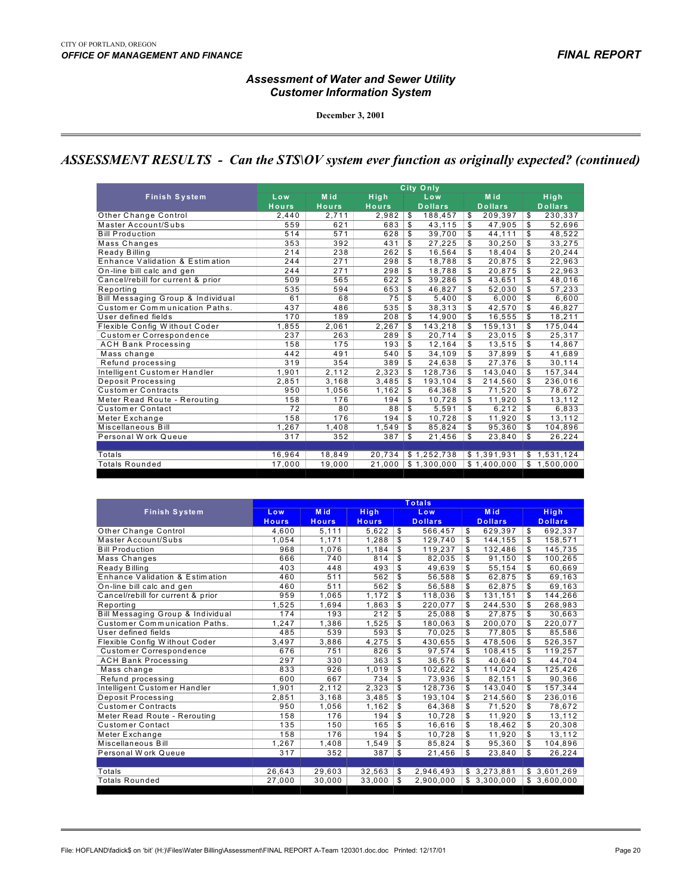## ASSESSMENT RESULTS - *Can the STS\OV system ever function as originally expected? (continued)*

| Finish System | City Only | | | | | |
|---|---|---|---|---|---|---|
| | Low Hours | Mid Hours | High Hours | Low Dollars | Mid Dollars | High Dollars |
| Other Change Control | 2,440 | 2,711 | 2,982 | $ 188,457 | $ 209,397 | $ 230,337 |
| Master Account/Subs | 559 | 621 | 683 | $ 43,115 | $ 47,905 | $ 52,696 |
| Bill Production | 514 | 571 | 628 | $ 39,700 | $ 44,111 | $ 48,522 |
| Mass Changes | 353 | 392 | 431 | $ 27,225 | $ 30,250 | $ 33,275 |
| Ready Billing | 214 | 238 | 262 | $ 16,564 | $ 18,404 | $ 20,244 |
| Enhance Validation & Estimation | 244 | 271 | 298 | $ 18,788 | $ 20,875 | $ 22,963 |
| On-line bill calc and gen | 244 | 271 | 298 | $ 18,788 | $ 20,875 | $ 22,963 |
| Cancel/rebill for current & prior | 509 | 565 | 622 | $ 39,286 | $ 43,651 | $ 48,016 |
| Reporting | 535 | 594 | 653 | $ 46,827 | $ 52,030 | $ 57,233 |
| Bill Messaging Group & Individual | 61 | 68 | 75 | $ 5,400 | $ 6,000 | $ 6,600 |
| Customer Communication Paths. | 437 | 486 | 535 | $ 38,313 | $ 42,570 | $ 46,827 |
| User defined fields | 170 | 189 | 208 | $ 14,900 | $ 16,555 | $ 18,211 |
| Flexible Config Without Coder | 1,855 | 2,061 | 2,267 | $ 143,218 | $ 159,131 | $ 175,044 |
| Customer Correspondence | 237 | 263 | 289 | $ 20,714 | $ 23,015 | $ 25,317 |
| ACH Bank Processing | 158 | 175 | 193 | $ 12,164 | $ 13,515 | $ 14,867 |
| Mass change | 442 | 491 | 540 | $ 34,109 | $ 37,899 | $ 41,689 |
| Refund processing | 319 | 354 | 389 | $ 24,638 | $ 27,376 | $ 30,114 |
| Intelligent Customer Handler | 1,901 | 2,112 | 2,323 | $ 128,736 | $ 143,040 | $ 157,344 |
| Deposit Processing | 2,851 | 3,168 | 3,485 | $ 193,104 | $ 214,560 | $ 236,016 |
| Customer Contracts | 950 | 1,056 | 1,162 | $ 64,368 | $ 71,520 | $ 78,672 |
| Meter Read Route - Rerouting | 158 | 176 | 194 | $ 10,728 | $ 11,920 | $ 13,112 |
| Customer Contact | 72 | 80 | 88 | $ 5,591 | $ 6,212 | $ 6,833 |
| Meter Exchange | 158 | 176 | 194 | $ 10,728 | $ 11,920 | $ 13,112 |
| Miscellaneous Bill | 1,267 | 1,408 | 1,549 | $ 85,824 | $ 95,360 | $ 104,896 |
| Personal Work Queue | 317 | 352 | 387 | $ 21,456 | $ 23,840 | $ 26,224 |
| Totals | 16,964 | 18,849 | 20,734 | $ 1,252,738 | $ 1,391,931 | $ 1,531,124 |
| Totals Rounded | 17,000 | 19,000 | 21,000 | $ 1,300,000 | $ 1,400,000 | $ 1,500,000 |

| Finish System | Totals | | | | | |
|---|---|---|---|---|---|---|
| | Low Hours | Mid Hours | High Hours | Low Dollars | Mid Dollars | High Dollars |
| Other Change Control | 4,600 | 5,111 | 5,622 | $ 566,457 | $ 629,397 | $ 692,337 |
| Master Account/Subs | 1,054 | 1,171 | 1,288 | $ 129,740 | $ 144,155 | $ 158,571 |
| Bill Production | 968 | 1,076 | 1,184 | $ 119,237 | $ 132,486 | $ 145,735 |
| Mass Changes | 666 | 740 | 814 | $ 82,035 | $ 91,150 | $ 100,265 |
| Ready Billing | 403 | 448 | 493 | $ 49,639 | $ 55,154 | $ 60,669 |
| Enhance Validation & Estimation | 460 | 511 | 562 | $ 56,588 | $ 62,875 | $ 69,163 |
| On-line bill calc and gen | 460 | 511 | 562 | $ 56,588 | $ 62,875 | $ 69,163 |
| Cancel/rebill for current & prior | 959 | 1,065 | 1,172 | $ 118,036 | $ 131,151 | $ 144,266 |
| Reporting | 1,525 | 1,694 | 1,863 | $ 220,077 | $ 244,530 | $ 268,983 |
| Bill Messaging Group & Individual | 174 | 193 | 212 | $ 25,088 | $ 27,875 | $ 30,663 |
| Customer Communication Paths. | 1,247 | 1,386 | 1,525 | $ 180,063 | $ 200,070 | $ 220,077 |
| User defined fields | 485 | 539 | 593 | $ 70,025 | $ 77,805 | $ 85,586 |
| Flexible Config Without Coder | 3,497 | 3,886 | 4,275 | $ 430,655 | $ 478,506 | $ 526,357 |
| Customer Correspondence | 676 | 751 | 826 | $ 97,574 | $ 108,415 | $ 119,257 |
| ACH Bank Processing | 297 | 330 | 363 | $ 36,576 | $ 40,640 | $ 44,704 |
| Mass change | 833 | 926 | 1,019 | $ 102,622 | $ 114,024 | $ 125,426 |
| Refund processing | 600 | 667 | 734 | $ 73,936 | $ 82,151 | $ 90,366 |
| Intelligent Customer Handler | 1,901 | 2,112 | 2,323 | $ 128,736 | $ 143,040 | $ 157,344 |
| Deposit Processing | 2,851 | 3,168 | 3,485 | $ 193,104 | $ 214,560 | $ 236,016 |
| Customer Contracts | 950 | 1,056 | 1,162 | $ 64,368 | $ 71,520 | $ 78,672 |
| Meter Read Route - Rerouting | 158 | 176 | 194 | $ 10,728 | $ 11,920 | $ 13,112 |
| Customer Contact | 135 | 150 | 165 | $ 16,616 | $ 18,462 | $ 20,308 |
| Meter Exchange | 158 | 176 | 194 | $ 10,728 | $ 11,920 | $ 13,112 |
| Miscellaneous Bill | 1,267 | 1,408 | 1,549 | $ 85,824 | $ 95,360 | $ 104,896 |
| Personal Work Queue | 317 | 352 | 387 | $ 21,456 | $ 23,840 | $ 26,224 |
| Totals | 26,643 | 29,603 | 32,563 | $ 2,946,493 | $ 3,273,881 | $ 3,601,269 |
| Totals Rounded | 27,000 | 30,000 | 33,000 | $ 2,900,000 | $ 3,300,000 | $ 3,600,000 |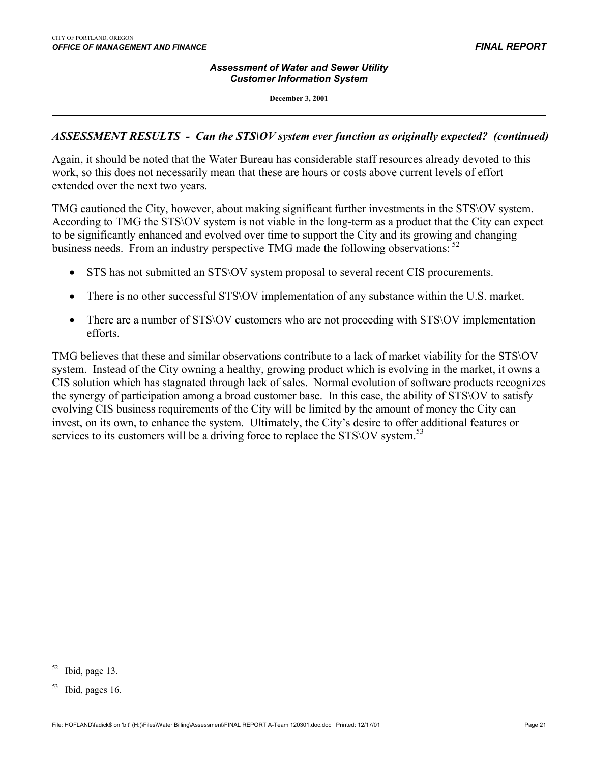## *ASSESSMENT RESULTS - Can the STS\OV system ever function as originally expected? (continued)*

Again, it should be noted that the Water Bureau has considerable staff resources already devoted to this work, so this does not necessarily mean that these are hours or costs above current levels of effort extended over the next two years.

TMG cautioned the City, however, about making significant further investments in the STS\OV system. According to TMG the STS\OV system is not viable in the long-term as a product that the City can expect to be significantly enhanced and evolved over time to support the City and its growing and changing business needs. From an industry perspective TMG made the following observations: [52]

- STS has not submitted an STS\OV system proposal to several recent CIS procurements.
- There is no other successful STS\OV implementation of any substance within the U.S. market.
- There are a number of STS\OV customers who are not proceeding with STS\OV implementation efforts.

TMG believes that these and similar observations contribute to a lack of market viability for the STS\OV system. Instead of the City owning a healthy, growing product which is evolving in the market, it owns a CIS solution which has stagnated through lack of sales. Normal evolution of software products recognizes the synergy of participation among a broad customer base. In this case, the ability of STS\OV to satisfy evolving CIS business requirements of the City will be limited by the amount of money the City can invest, on its own, to enhance the system. Ultimately, the City's desire to offer additional features or services to its customers will be a driving force to replace the STS\OV system.[53]

---

[52] Ibid, page 13.

[53] Ibid, pages 16.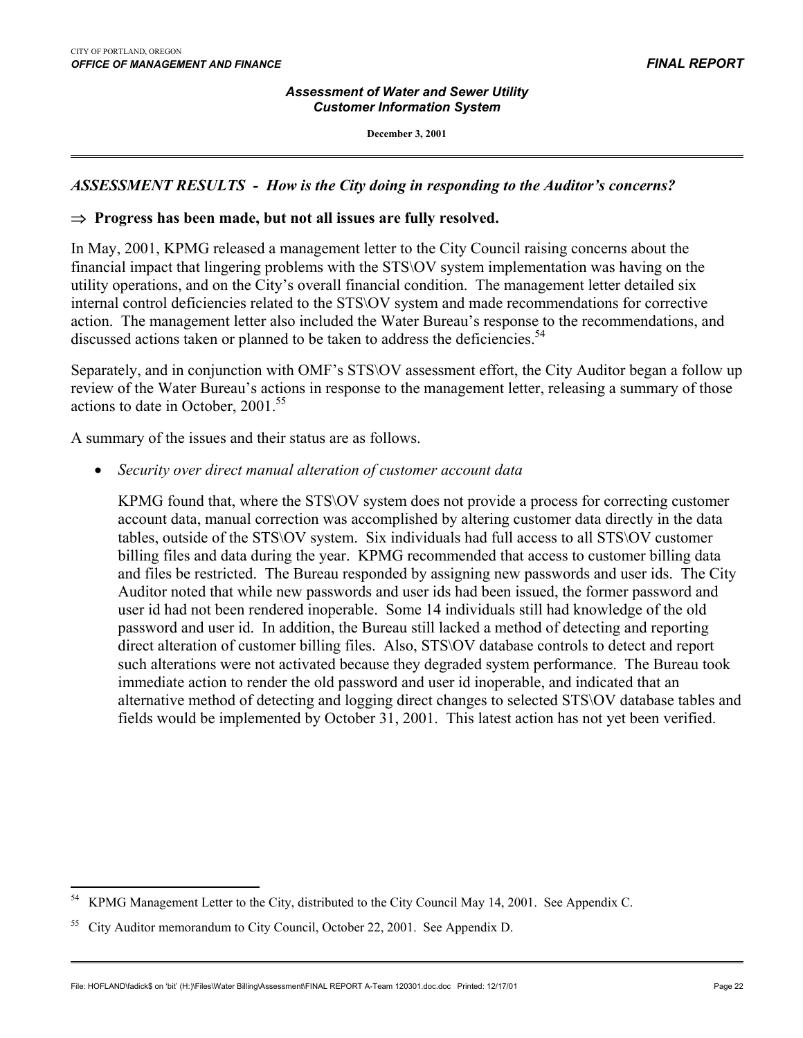## *ASSESSMENT RESULTS - How is the City doing in responding to the Auditor's concerns?*

⇒ **Progress has been made, but not all issues are fully resolved.**

In May, 2001, KPMG released a management letter to the City Council raising concerns about the financial impact that lingering problems with the STS\OV system implementation was having on the utility operations, and on the City's overall financial condition. The management letter detailed six internal control deficiencies related to the STS\OV system and made recommendations for corrective action. The management letter also included the Water Bureau's response to the recommendations, and discussed actions taken or planned to be taken to address the deficiencies.[54]

Separately, and in conjunction with OMF's STS\OV assessment effort, the City Auditor began a follow up review of the Water Bureau's actions in response to the management letter, releasing a summary of those actions to date in October, 2001.[55]

A summary of the issues and their status are as follows.

- *Security over direct manual alteration of customer account data*

  KPMG found that, where the STS\OV system does not provide a process for correcting customer account data, manual correction was accomplished by altering customer data directly in the data tables, outside of the STS\OV system. Six individuals had full access to all STS\OV customer billing files and data during the year. KPMG recommended that access to customer billing data and files be restricted. The Bureau responded by assigning new passwords and user ids. The City Auditor noted that while new passwords and user ids had been issued, the former password and user id had not been rendered inoperable. Some 14 individuals still had knowledge of the old password and user id. In addition, the Bureau still lacked a method of detecting and reporting direct alteration of customer billing files. Also, STS\OV database controls to detect and report such alterations were not activated because they degraded system performance. The Bureau took immediate action to render the old password and user id inoperable, and indicated that an alternative method of detecting and logging direct changes to selected STS\OV database tables and fields would be implemented by October 31, 2001. This latest action has not yet been verified.

---

[54] KPMG Management Letter to the City, distributed to the City Council May 14, 2001. See Appendix C.

[55] City Auditor memorandum to City Council, October 22, 2001. See Appendix D.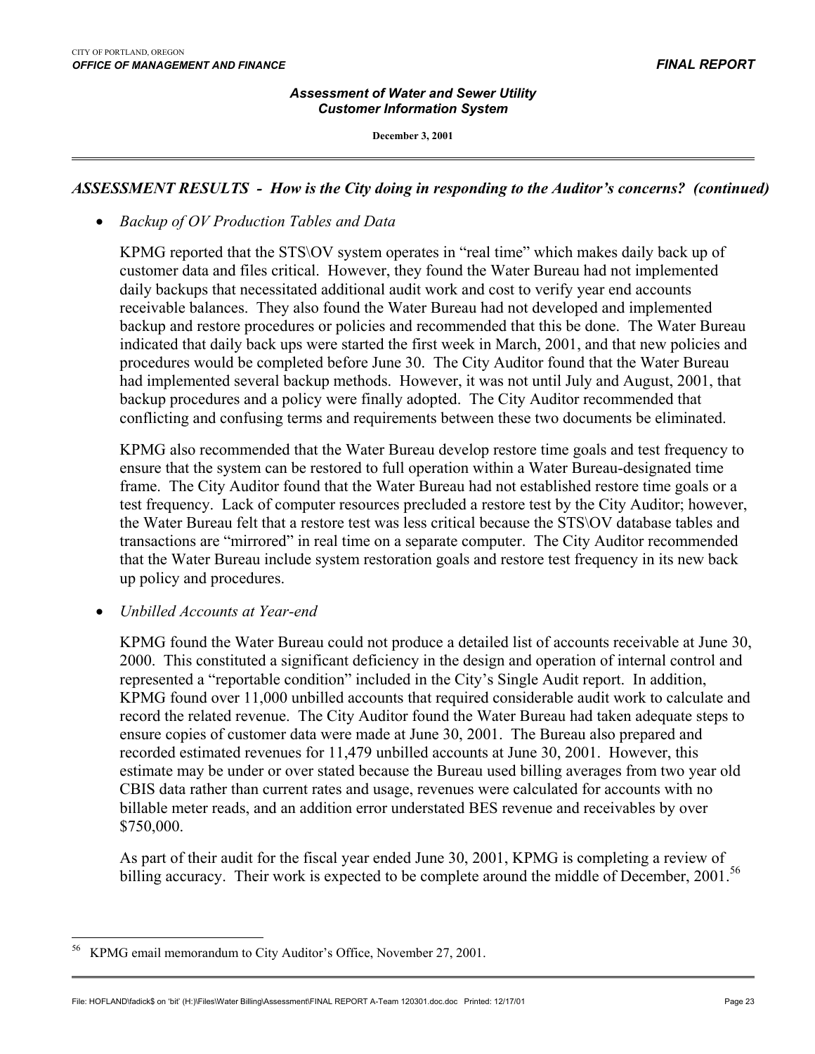## *ASSESSMENT RESULTS - How is the City doing in responding to the Auditor's concerns? (continued)*

- *Backup of OV Production Tables and Data*

  KPMG reported that the STS\OV system operates in "real time" which makes daily back up of customer data and files critical. However, they found the Water Bureau had not implemented daily backups that necessitated additional audit work and cost to verify year end accounts receivable balances. They also found the Water Bureau had not developed and implemented backup and restore procedures or policies and recommended that this be done. The Water Bureau indicated that daily back ups were started the first week in March, 2001, and that new policies and procedures would be completed before June 30. The City Auditor found that the Water Bureau had implemented several backup methods. However, it was not until July and August, 2001, that backup procedures and a policy were finally adopted. The City Auditor recommended that conflicting and confusing terms and requirements between these two documents be eliminated.

  KPMG also recommended that the Water Bureau develop restore time goals and test frequency to ensure that the system can be restored to full operation within a Water Bureau-designated time frame. The City Auditor found that the Water Bureau had not established restore time goals or a test frequency. Lack of computer resources precluded a restore test by the City Auditor; however, the Water Bureau felt that a restore test was less critical because the STS\OV database tables and transactions are "mirrored" in real time on a separate computer. The City Auditor recommended that the Water Bureau include system restoration goals and restore test frequency in its new back up policy and procedures.

- *Unbilled Accounts at Year-end*

  KPMG found the Water Bureau could not produce a detailed list of accounts receivable at June 30, 2000. This constituted a significant deficiency in the design and operation of internal control and represented a "reportable condition" included in the City's Single Audit report. In addition, KPMG found over 11,000 unbilled accounts that required considerable audit work to calculate and record the related revenue. The City Auditor found the Water Bureau had taken adequate steps to ensure copies of customer data were made at June 30, 2001. The Bureau also prepared and recorded estimated revenues for 11,479 unbilled accounts at June 30, 2001. However, this estimate may be under or over stated because the Bureau used billing averages from two year old CBIS data rather than current rates and usage, revenues were calculated for accounts with no billable meter reads, and an addition error understated BES revenue and receivables by over $750,000.

  As part of their audit for the fiscal year ended June 30, 2001, KPMG is completing a review of billing accuracy. Their work is expected to be complete around the middle of December, 2001.[56]

---

[56] KPMG email memorandum to City Auditor's Office, November 27, 2001.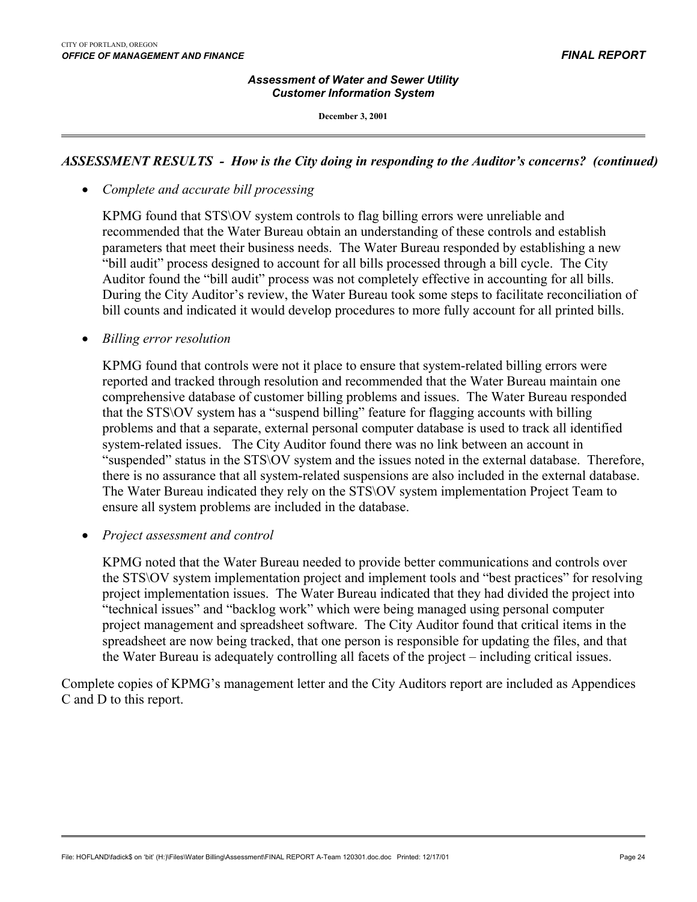*ASSESSMENT RESULTS - How is the City doing in responding to the Auditor's concerns? (continued)*

- *Complete and accurate bill processing*

  KPMG found that STS\OV system controls to flag billing errors were unreliable and recommended that the Water Bureau obtain an understanding of these controls and establish parameters that meet their business needs. The Water Bureau responded by establishing a new "bill audit" process designed to account for all bills processed through a bill cycle. The City Auditor found the "bill audit" process was not completely effective in accounting for all bills. During the City Auditor's review, the Water Bureau took some steps to facilitate reconciliation of bill counts and indicated it would develop procedures to more fully account for all printed bills.

- *Billing error resolution*

  KPMG found that controls were not it place to ensure that system-related billing errors were reported and tracked through resolution and recommended that the Water Bureau maintain one comprehensive database of customer billing problems and issues. The Water Bureau responded that the STS\OV system has a "suspend billing" feature for flagging accounts with billing problems and that a separate, external personal computer database is used to track all identified system-related issues. The City Auditor found there was no link between an account in "suspended" status in the STS\OV system and the issues noted in the external database. Therefore, there is no assurance that all system-related suspensions are also included in the external database. The Water Bureau indicated they rely on the STS\OV system implementation Project Team to ensure all system problems are included in the database.

- *Project assessment and control*

  KPMG noted that the Water Bureau needed to provide better communications and controls over the STS\OV system implementation project and implement tools and "best practices" for resolving project implementation issues. The Water Bureau indicated that they had divided the project into "technical issues" and "backlog work" which were being managed using personal computer project management and spreadsheet software. The City Auditor found that critical items in the spreadsheet are now being tracked, that one person is responsible for updating the files, and that the Water Bureau is adequately controlling all facets of the project – including critical issues.

Complete copies of KPMG's management letter and the City Auditors report are included as Appendices C and D to this report.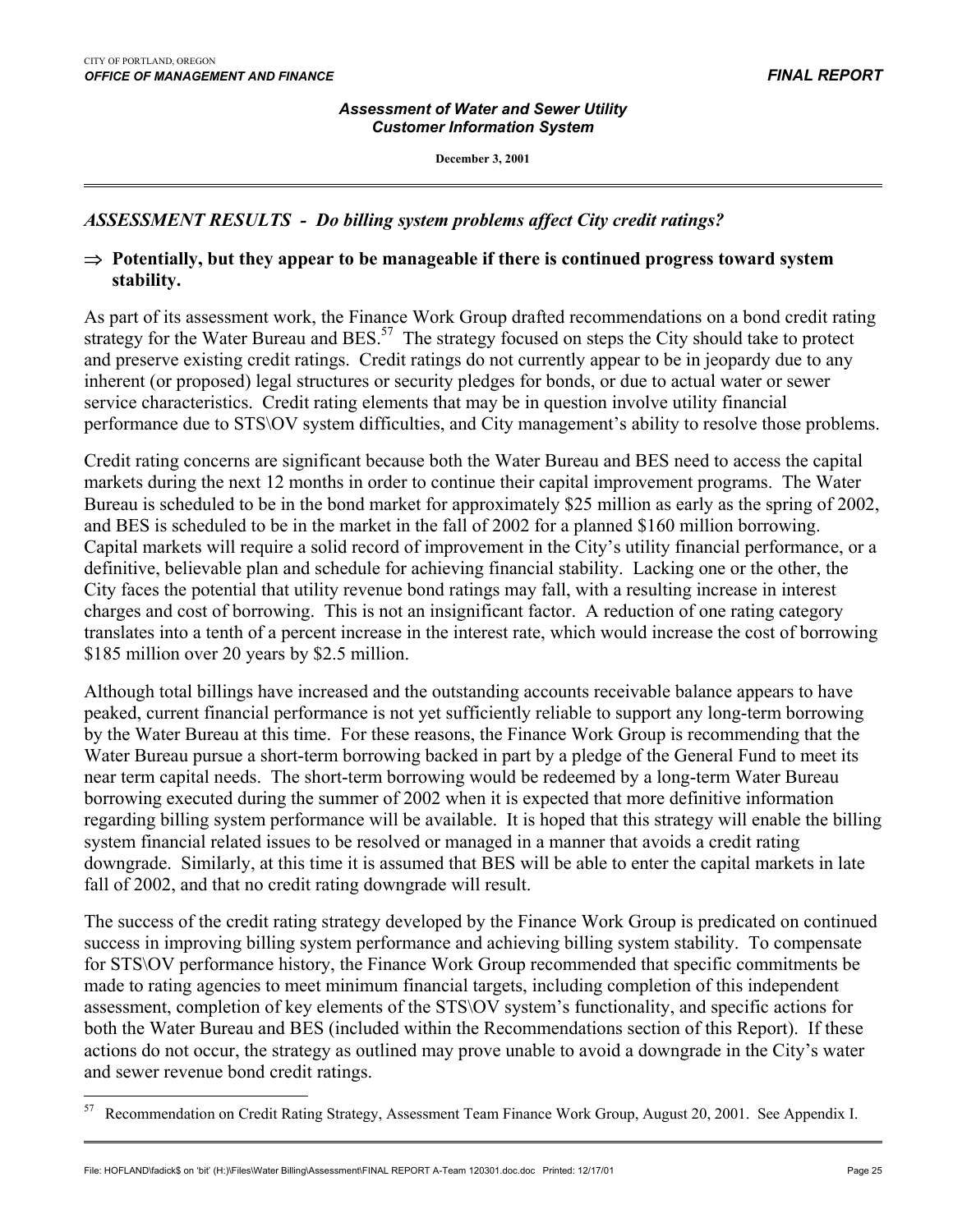## *ASSESSMENT RESULTS - Do billing system problems affect City credit ratings?*

⇒ **Potentially, but they appear to be manageable if there is continued progress toward system stability.**

As part of its assessment work, the Finance Work Group drafted recommendations on a bond credit rating strategy for the Water Bureau and BES.[57] The strategy focused on steps the City should take to protect and preserve existing credit ratings. Credit ratings do not currently appear to be in jeopardy due to any inherent (or proposed) legal structures or security pledges for bonds, or due to actual water or sewer service characteristics. Credit rating elements that may be in question involve utility financial performance due to STS\OV system difficulties, and City management's ability to resolve those problems.

Credit rating concerns are significant because both the Water Bureau and BES need to access the capital markets during the next 12 months in order to continue their capital improvement programs. The Water Bureau is scheduled to be in the bond market for approximately $25 million as early as the spring of 2002, and BES is scheduled to be in the market in the fall of 2002 for a planned $160 million borrowing. Capital markets will require a solid record of improvement in the City's utility financial performance, or a definitive, believable plan and schedule for achieving financial stability. Lacking one or the other, the City faces the potential that utility revenue bond ratings may fall, with a resulting increase in interest charges and cost of borrowing. This is not an insignificant factor. A reduction of one rating category translates into a tenth of a percent increase in the interest rate, which would increase the cost of borrowing $185 million over 20 years by $2.5 million.

Although total billings have increased and the outstanding accounts receivable balance appears to have peaked, current financial performance is not yet sufficiently reliable to support any long-term borrowing by the Water Bureau at this time. For these reasons, the Finance Work Group is recommending that the Water Bureau pursue a short-term borrowing backed in part by a pledge of the General Fund to meet its near term capital needs. The short-term borrowing would be redeemed by a long-term Water Bureau borrowing executed during the summer of 2002 when it is expected that more definitive information regarding billing system performance will be available. It is hoped that this strategy will enable the billing system financial related issues to be resolved or managed in a manner that avoids a credit rating downgrade. Similarly, at this time it is assumed that BES will be able to enter the capital markets in late fall of 2002, and that no credit rating downgrade will result.

The success of the credit rating strategy developed by the Finance Work Group is predicated on continued success in improving billing system performance and achieving billing system stability. To compensate for STS\OV performance history, the Finance Work Group recommended that specific commitments be made to rating agencies to meet minimum financial targets, including completion of this independent assessment, completion of key elements of the STS\OV system's functionality, and specific actions for both the Water Bureau and BES (included within the Recommendations section of this Report). If these actions do not occur, the strategy as outlined may prove unable to avoid a downgrade in the City's water and sewer revenue bond credit ratings.

---

[57] Recommendation on Credit Rating Strategy, Assessment Team Finance Work Group, August 20, 2001. See Appendix I.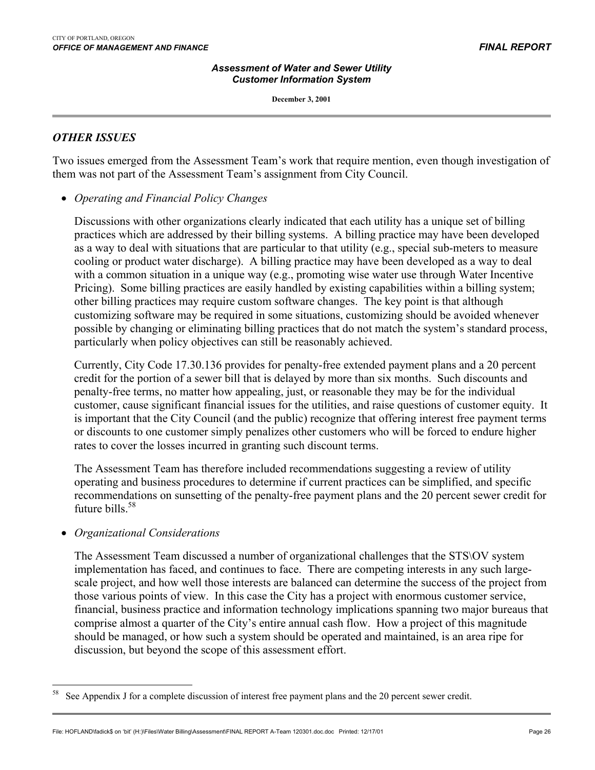## *OTHER ISSUES*

Two issues emerged from the Assessment Team's work that require mention, even though investigation of them was not part of the Assessment Team's assignment from City Council.

- *Operating and Financial Policy Changes*

  Discussions with other organizations clearly indicated that each utility has a unique set of billing practices which are addressed by their billing systems. A billing practice may have been developed as a way to deal with situations that are particular to that utility (e.g., special sub-meters to measure cooling or product water discharge). A billing practice may have been developed as a way to deal with a common situation in a unique way (e.g., promoting wise water use through Water Incentive Pricing). Some billing practices are easily handled by existing capabilities within a billing system; other billing practices may require custom software changes. The key point is that although customizing software may be required in some situations, customizing should be avoided whenever possible by changing or eliminating billing practices that do not match the system's standard process, particularly when policy objectives can still be reasonably achieved.

  Currently, City Code 17.30.136 provides for penalty-free extended payment plans and a 20 percent credit for the portion of a sewer bill that is delayed by more than six months. Such discounts and penalty-free terms, no matter how appealing, just, or reasonable they may be for the individual customer, cause significant financial issues for the utilities, and raise questions of customer equity. It is important that the City Council (and the public) recognize that offering interest free payment terms or discounts to one customer simply penalizes other customers who will be forced to endure higher rates to cover the losses incurred in granting such discount terms.

  The Assessment Team has therefore included recommendations suggesting a review of utility operating and business procedures to determine if current practices can be simplified, and specific recommendations on sunsetting of the penalty-free payment plans and the 20 percent sewer credit for future bills.[58]

- *Organizational Considerations*

  The Assessment Team discussed a number of organizational challenges that the STS\OV system implementation has faced, and continues to face. There are competing interests in any such large-scale project, and how well those interests are balanced can determine the success of the project from those various points of view. In this case the City has a project with enormous customer service, financial, business practice and information technology implications spanning two major bureaus that comprise almost a quarter of the City's entire annual cash flow. How a project of this magnitude should be managed, or how such a system should be operated and maintained, is an area ripe for discussion, but beyond the scope of this assessment effort.

---

[58] See Appendix J for a complete discussion of interest free payment plans and the 20 percent sewer credit.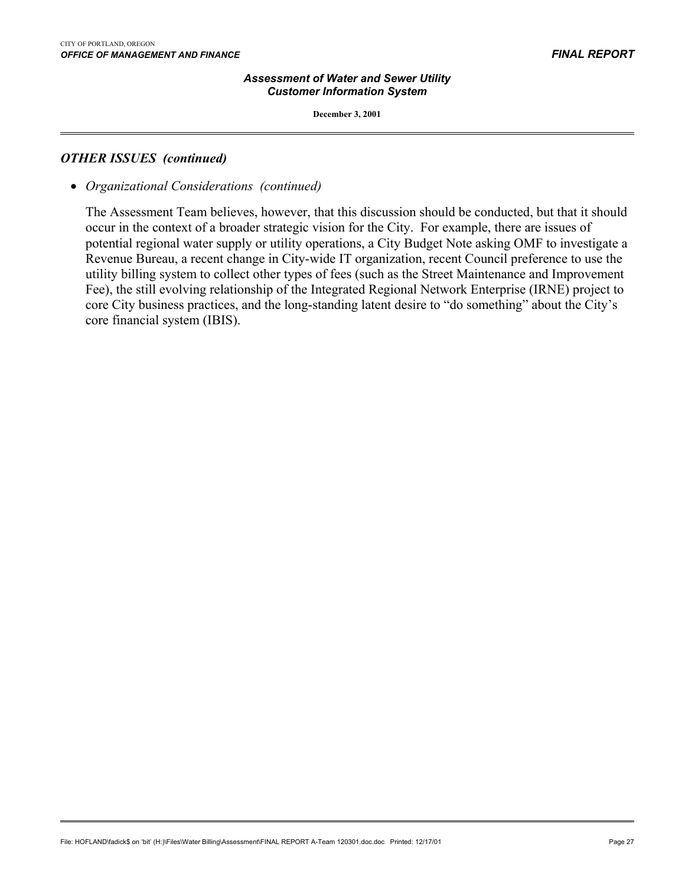## *OTHER ISSUES (continued)*

- *Organizational Considerations (continued)*

  The Assessment Team believes, however, that this discussion should be conducted, but that it should occur in the context of a broader strategic vision for the City. For example, there are issues of potential regional water supply or utility operations, a City Budget Note asking OMF to investigate a Revenue Bureau, a recent change in City-wide IT organization, recent Council preference to use the utility billing system to collect other types of fees (such as the Street Maintenance and Improvement Fee), the still evolving relationship of the Integrated Regional Network Enterprise (IRNE) project to core City business practices, and the long-standing latent desire to "do something" about the City's core financial system (IBIS).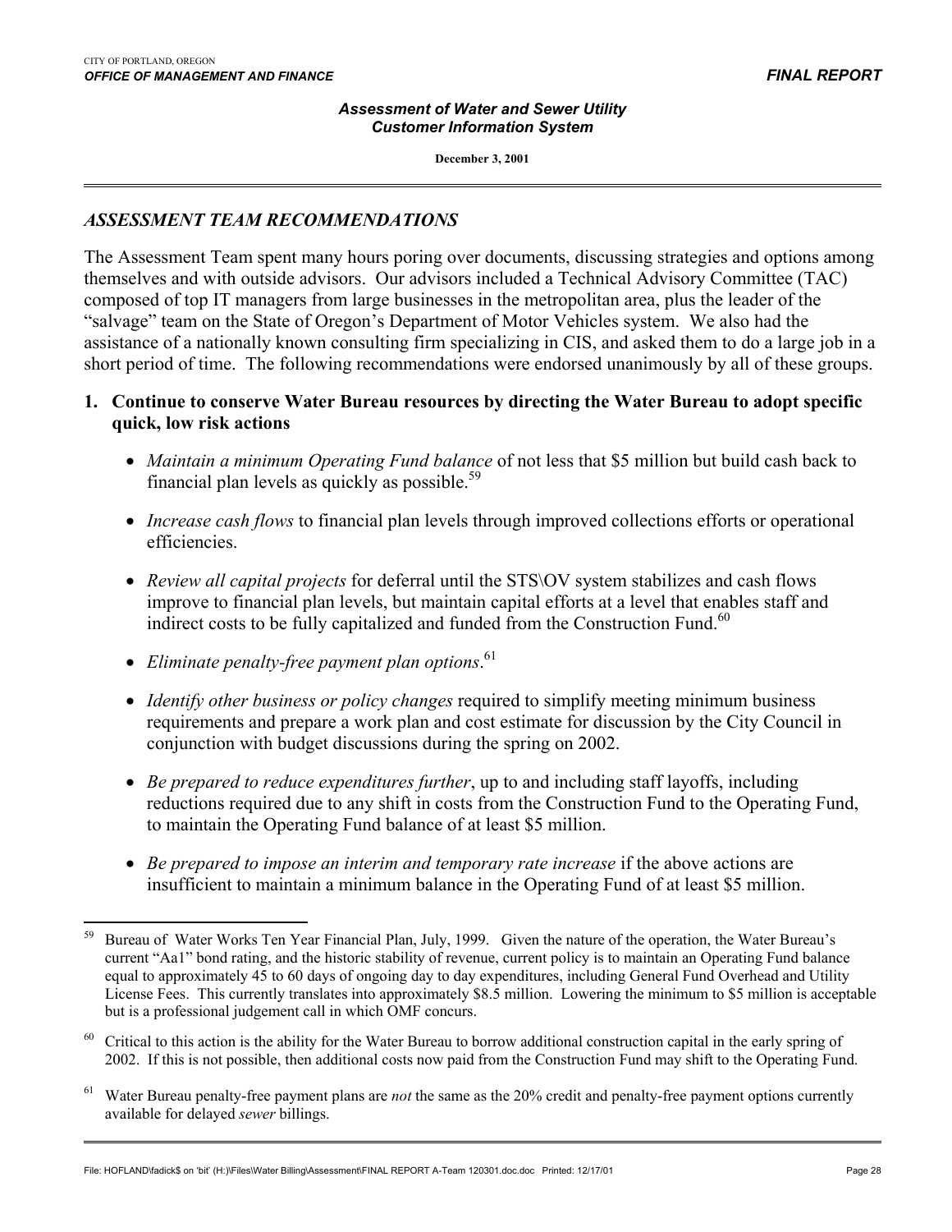## *ASSESSMENT TEAM RECOMMENDATIONS*

The Assessment Team spent many hours poring over documents, discussing strategies and options among themselves and with outside advisors. Our advisors included a Technical Advisory Committee (TAC) composed of top IT managers from large businesses in the metropolitan area, plus the leader of the "salvage" team on the State of Oregon's Department of Motor Vehicles system. We also had the assistance of a nationally known consulting firm specializing in CIS, and asked them to do a large job in a short period of time. The following recommendations were endorsed unanimously by all of these groups.

1. **Continue to conserve Water Bureau resources by directing the Water Bureau to adopt specific quick, low risk actions**

   - *Maintain a minimum Operating Fund balance* of not less that $5 million but build cash back to financial plan levels as quickly as possible.[59]
   - *Increase cash flows* to financial plan levels through improved collections efforts or operational efficiencies.
   - *Review all capital projects* for deferral until the STS\OV system stabilizes and cash flows improve to financial plan levels, but maintain capital efforts at a level that enables staff and indirect costs to be fully capitalized and funded from the Construction Fund.[60]
   - *Eliminate penalty-free payment plan options*.[61]
   - *Identify other business or policy changes* required to simplify meeting minimum business requirements and prepare a work plan and cost estimate for discussion by the City Council in conjunction with budget discussions during the spring on 2002.
   - *Be prepared to reduce expenditures further*, up to and including staff layoffs, including reductions required due to any shift in costs from the Construction Fund to the Operating Fund, to maintain the Operating Fund balance of at least $5 million.
   - *Be prepared to impose an interim and temporary rate increase* if the above actions are insufficient to maintain a minimum balance in the Operating Fund of at least $5 million.

---

[59] Bureau of Water Works Ten Year Financial Plan, July, 1999. Given the nature of the operation, the Water Bureau's current "Aa1" bond rating, and the historic stability of revenue, current policy is to maintain an Operating Fund balance equal to approximately 45 to 60 days of ongoing day to day expenditures, including General Fund Overhead and Utility License Fees. This currently translates into approximately $8.5 million. Lowering the minimum to $5 million is acceptable but is a professional judgement call in which OMF concurs.

[60] Critical to this action is the ability for the Water Bureau to borrow additional construction capital in the early spring of 2002. If this is not possible, then additional costs now paid from the Construction Fund may shift to the Operating Fund.

[61] Water Bureau penalty-free payment plans are *not* the same as the 20% credit and penalty-free payment options currently available for delayed *sewer* billings.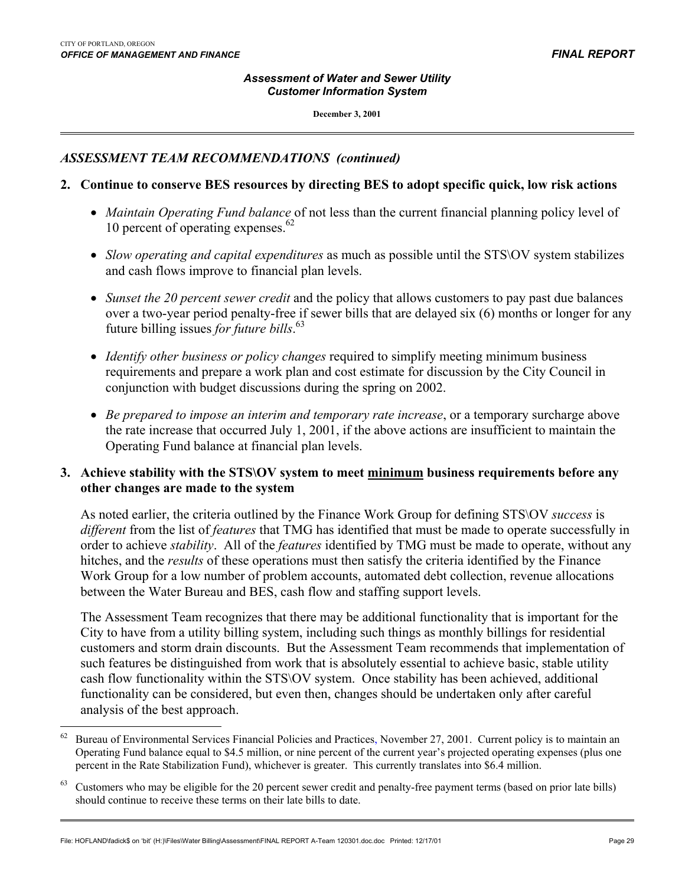## *ASSESSMENT TEAM RECOMMENDATIONS (continued)*

**2. Continue to conserve BES resources by directing BES to adopt specific quick, low risk actions**

- *Maintain Operating Fund balance* of not less than the current financial planning policy level of 10 percent of operating expenses.[62]

- *Slow operating and capital expenditures* as much as possible until the STS\OV system stabilizes and cash flows improve to financial plan levels.

- *Sunset the 20 percent sewer credit* and the policy that allows customers to pay past due balances over a two-year period penalty-free if sewer bills that are delayed six (6) months or longer for any future billing issues *for future bills*.[63]

- *Identify other business or policy changes* required to simplify meeting minimum business requirements and prepare a work plan and cost estimate for discussion by the City Council in conjunction with budget discussions during the spring on 2002.

- *Be prepared to impose an interim and temporary rate increase*, or a temporary surcharge above the rate increase that occurred July 1, 2001, if the above actions are insufficient to maintain the Operating Fund balance at financial plan levels.

**3. Achieve stability with the STS\OV system to meet <u>minimum</u> business requirements before any other changes are made to the system**

As noted earlier, the criteria outlined by the Finance Work Group for defining STS\OV *success* is *different* from the list of *features* that TMG has identified that must be made to operate successfully in order to achieve *stability*. All of the *features* identified by TMG must be made to operate, without any hitches, and the *results* of these operations must then satisfy the criteria identified by the Finance Work Group for a low number of problem accounts, automated debt collection, revenue allocations between the Water Bureau and BES, cash flow and staffing support levels.

The Assessment Team recognizes that there may be additional functionality that is important for the City to have from a utility billing system, including such things as monthly billings for residential customers and storm drain discounts. But the Assessment Team recommends that implementation of such features be distinguished from work that is absolutely essential to achieve basic, stable utility cash flow functionality within the STS\OV system. Once stability has been achieved, additional functionality can be considered, but even then, changes should be undertaken only after careful analysis of the best approach.

---

[62] Bureau of Environmental Services Financial Policies and Practices, November 27, 2001. Current policy is to maintain an Operating Fund balance equal to $4.5 million, or nine percent of the current year's projected operating expenses (plus one percent in the Rate Stabilization Fund), whichever is greater. This currently translates into $6.4 million.

[63] Customers who may be eligible for the 20 percent sewer credit and penalty-free payment terms (based on prior late bills) should continue to receive these terms on their late bills to date.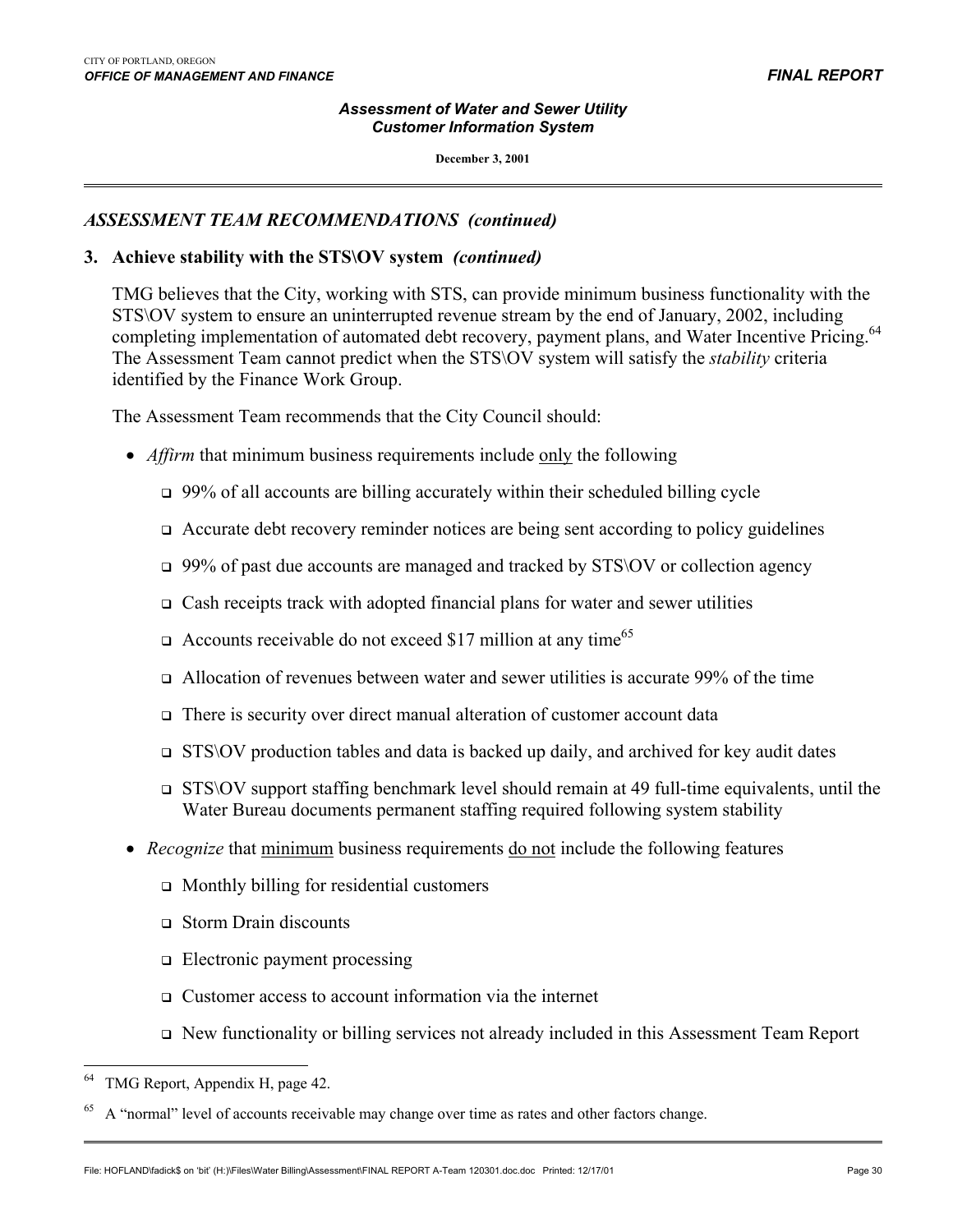## *ASSESSMENT TEAM RECOMMENDATIONS (continued)*

### 3. Achieve stability with the STS\OV system *(continued)*

TMG believes that the City, working with STS, can provide minimum business functionality with the STS\OV system to ensure an uninterrupted revenue stream by the end of January, 2002, including completing implementation of automated debt recovery, payment plans, and Water Incentive Pricing.[64] The Assessment Team cannot predict when the STS\OV system will satisfy the *stability* criteria identified by the Finance Work Group.

The Assessment Team recommends that the City Council should:

- *Affirm* that minimum business requirements include only the following
  - 99% of all accounts are billing accurately within their scheduled billing cycle
  - Accurate debt recovery reminder notices are being sent according to policy guidelines
  - 99% of past due accounts are managed and tracked by STS\OV or collection agency
  - Cash receipts track with adopted financial plans for water and sewer utilities
  - Accounts receivable do not exceed $17 million at any time[65]
  - Allocation of revenues between water and sewer utilities is accurate 99% of the time
  - There is security over direct manual alteration of customer account data
  - STS\OV production tables and data is backed up daily, and archived for key audit dates
  - STS\OV support staffing benchmark level should remain at 49 full-time equivalents, until the Water Bureau documents permanent staffing required following system stability
- *Recognize* that minimum business requirements do not include the following features
  - Monthly billing for residential customers
  - Storm Drain discounts
  - Electronic payment processing
  - Customer access to account information via the internet
  - New functionality or billing services not already included in this Assessment Team Report

---

[64] TMG Report, Appendix H, page 42.

[65] A "normal" level of accounts receivable may change over time as rates and other factors change.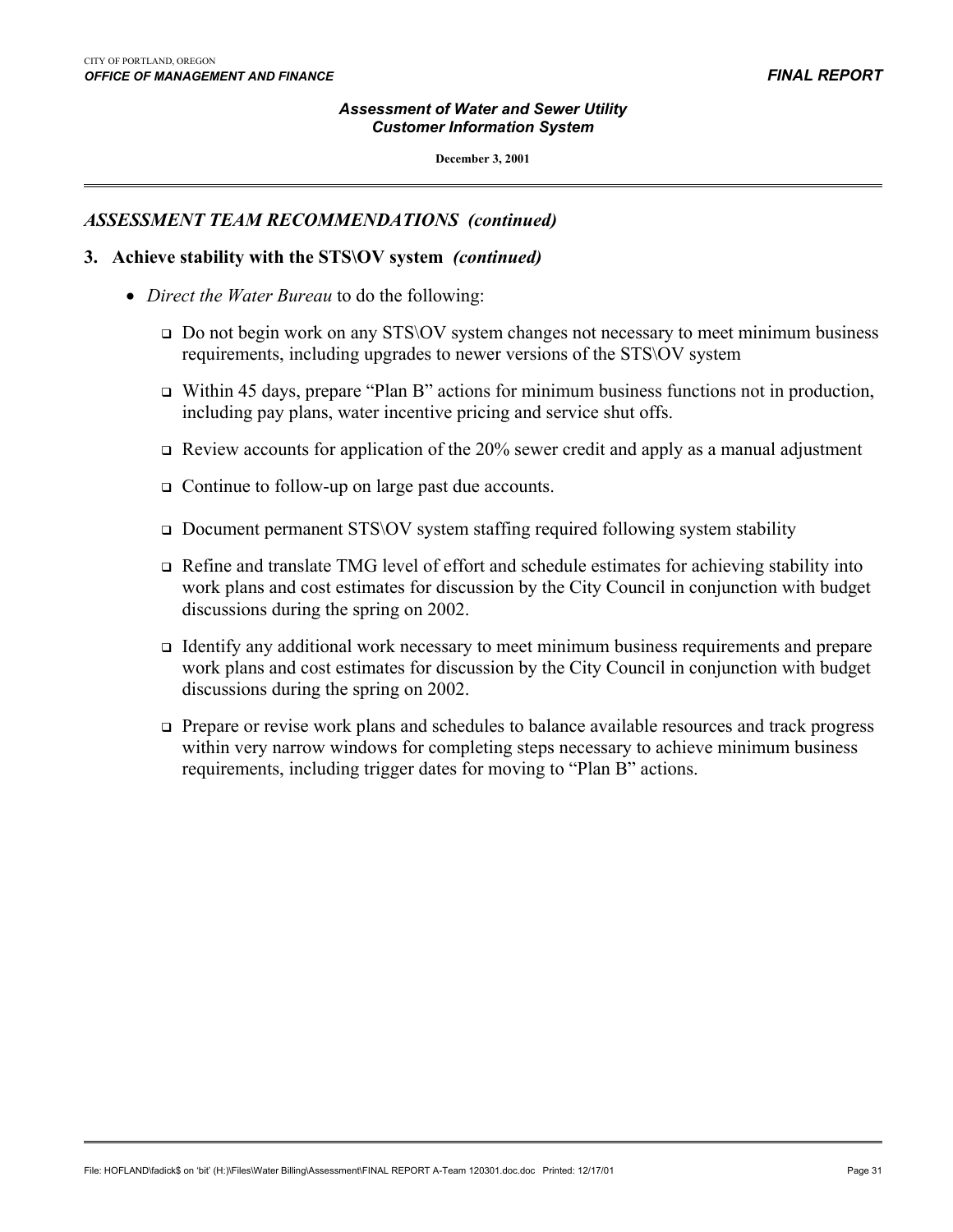## *ASSESSMENT TEAM RECOMMENDATIONS (continued)*

### 3. Achieve stability with the STS\OV system *(continued)*

- *Direct the Water Bureau* to do the following:
  - Do not begin work on any STS\OV system changes not necessary to meet minimum business requirements, including upgrades to newer versions of the STS\OV system
  - Within 45 days, prepare "Plan B" actions for minimum business functions not in production, including pay plans, water incentive pricing and service shut offs.
  - Review accounts for application of the 20% sewer credit and apply as a manual adjustment
  - Continue to follow-up on large past due accounts.
  - Document permanent STS\OV system staffing required following system stability
  - Refine and translate TMG level of effort and schedule estimates for achieving stability into work plans and cost estimates for discussion by the City Council in conjunction with budget discussions during the spring on 2002.
  - Identify any additional work necessary to meet minimum business requirements and prepare work plans and cost estimates for discussion by the City Council in conjunction with budget discussions during the spring on 2002.
  - Prepare or revise work plans and schedules to balance available resources and track progress within very narrow windows for completing steps necessary to achieve minimum business requirements, including trigger dates for moving to "Plan B" actions.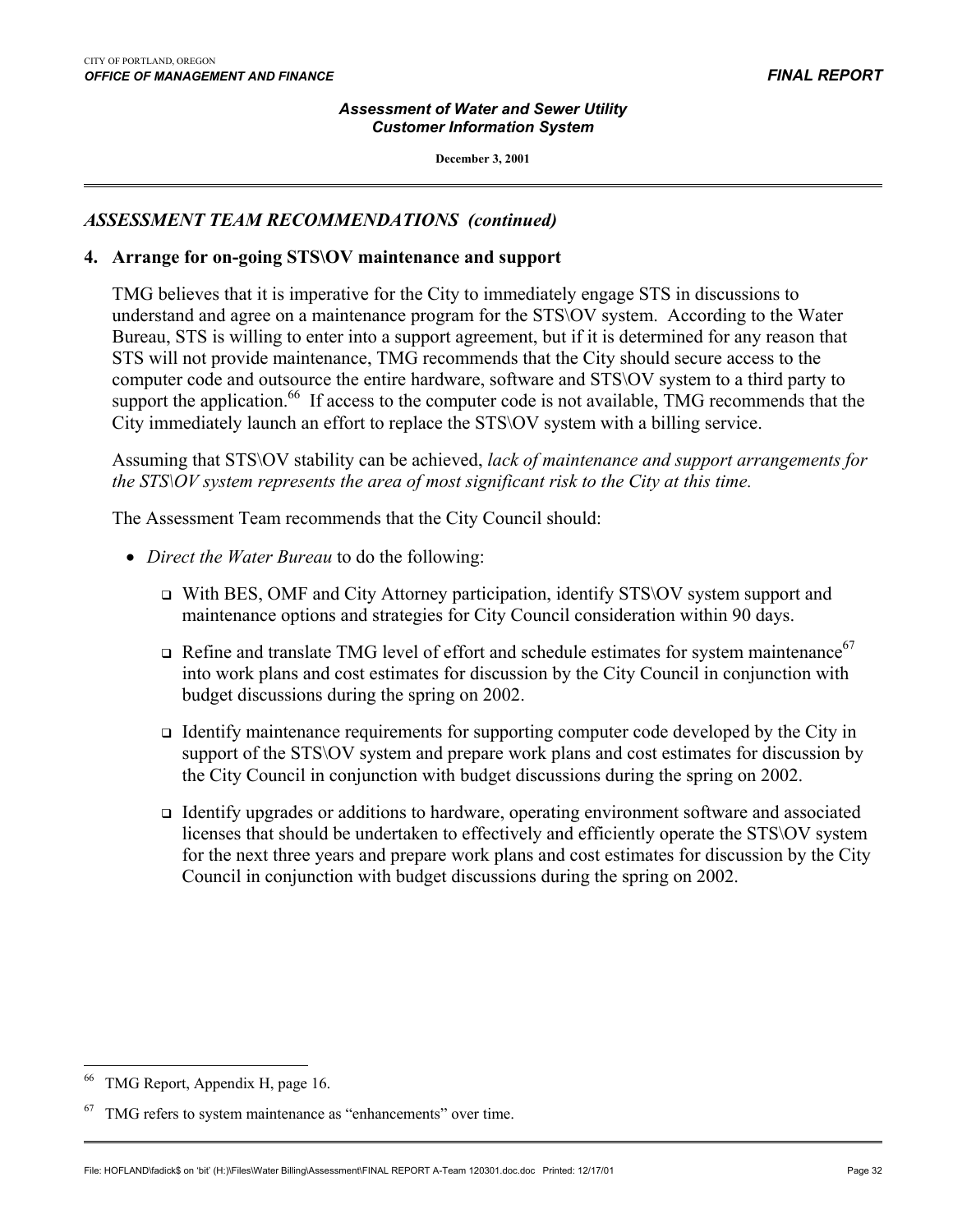## *ASSESSMENT TEAM RECOMMENDATIONS (continued)*

### 4. Arrange for on-going STS\OV maintenance and support

TMG believes that it is imperative for the City to immediately engage STS in discussions to understand and agree on a maintenance program for the STS\OV system. According to the Water Bureau, STS is willing to enter into a support agreement, but if it is determined for any reason that STS will not provide maintenance, TMG recommends that the City should secure access to the computer code and outsource the entire hardware, software and STS\OV system to a third party to support the application.[66] If access to the computer code is not available, TMG recommends that the City immediately launch an effort to replace the STS\OV system with a billing service.

Assuming that STS\OV stability can be achieved, *lack of maintenance and support arrangements for the STS\OV system represents the area of most significant risk to the City at this time.*

The Assessment Team recommends that the City Council should:

- *Direct the Water Bureau* to do the following:
  - With BES, OMF and City Attorney participation, identify STS\OV system support and maintenance options and strategies for City Council consideration within 90 days.
  - Refine and translate TMG level of effort and schedule estimates for system maintenance[67] into work plans and cost estimates for discussion by the City Council in conjunction with budget discussions during the spring on 2002.
  - Identify maintenance requirements for supporting computer code developed by the City in support of the STS\OV system and prepare work plans and cost estimates for discussion by the City Council in conjunction with budget discussions during the spring on 2002.
  - Identify upgrades or additions to hardware, operating environment software and associated licenses that should be undertaken to effectively and efficiently operate the STS\OV system for the next three years and prepare work plans and cost estimates for discussion by the City Council in conjunction with budget discussions during the spring on 2002.

---

[66] TMG Report, Appendix H, page 16.

[67] TMG refers to system maintenance as "enhancements" over time.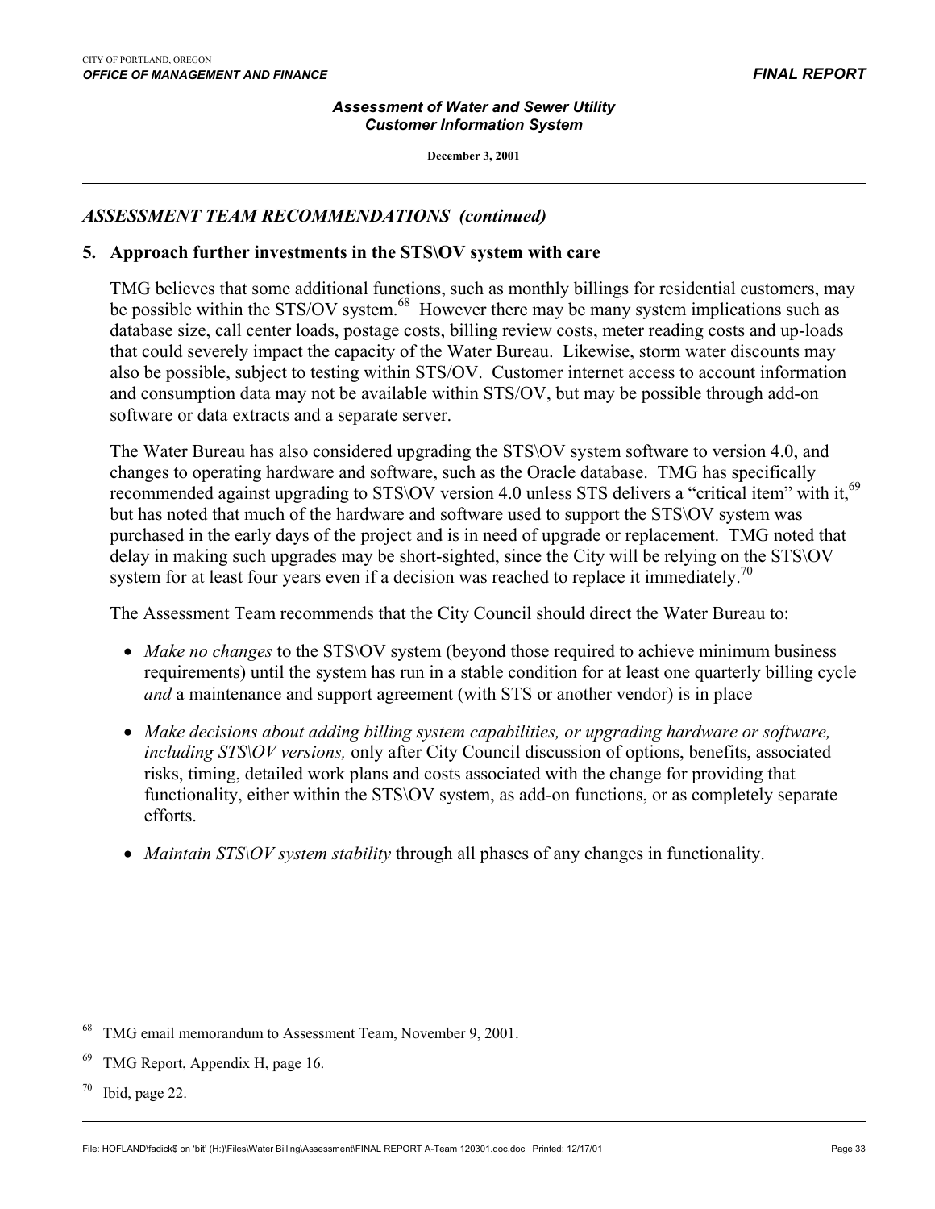## ASSESSMENT TEAM RECOMMENDATIONS *(continued)*

### 5. Approach further investments in the STS\OV system with care

TMG believes that some additional functions, such as monthly billings for residential customers, may be possible within the STS/OV system.[68] However there may be many system implications such as database size, call center loads, postage costs, billing review costs, meter reading costs and up-loads that could severely impact the capacity of the Water Bureau. Likewise, storm water discounts may also be possible, subject to testing within STS/OV. Customer internet access to account information and consumption data may not be available within STS/OV, but may be possible through add-on software or data extracts and a separate server.

The Water Bureau has also considered upgrading the STS\OV system software to version 4.0, and changes to operating hardware and software, such as the Oracle database. TMG has specifically recommended against upgrading to STS\OV version 4.0 unless STS delivers a "critical item" with it,[69] but has noted that much of the hardware and software used to support the STS\OV system was purchased in the early days of the project and is in need of upgrade or replacement. TMG noted that delay in making such upgrades may be short-sighted, since the City will be relying on the STS\OV system for at least four years even if a decision was reached to replace it immediately.[70]

The Assessment Team recommends that the City Council should direct the Water Bureau to:

- *Make no changes* to the STS\OV system (beyond those required to achieve minimum business requirements) until the system has run in a stable condition for at least one quarterly billing cycle *and* a maintenance and support agreement (with STS or another vendor) is in place
- *Make decisions about adding billing system capabilities, or upgrading hardware or software, including STS\OV versions,* only after City Council discussion of options, benefits, associated risks, timing, detailed work plans and costs associated with the change for providing that functionality, either within the STS\OV system, as add-on functions, or as completely separate efforts.
- *Maintain STS\OV system stability* through all phases of any changes in functionality.

---

[68] TMG email memorandum to Assessment Team, November 9, 2001.

[69] TMG Report, Appendix H, page 16.

[70] Ibid, page 22.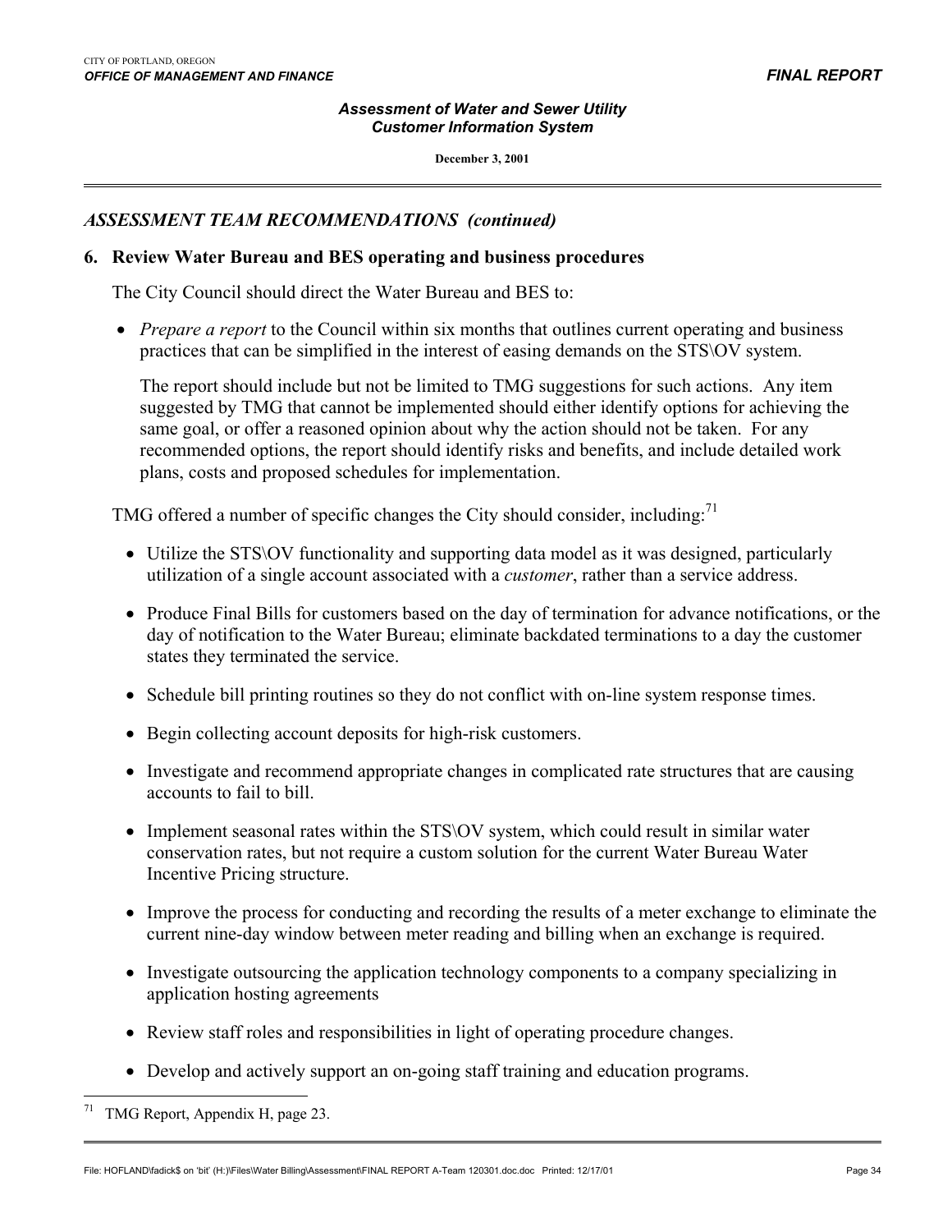## *ASSESSMENT TEAM RECOMMENDATIONS (continued)*

### 6. Review Water Bureau and BES operating and business procedures

The City Council should direct the Water Bureau and BES to:

- *Prepare a report* to the Council within six months that outlines current operating and business practices that can be simplified in the interest of easing demands on the STS\OV system.

  The report should include but not be limited to TMG suggestions for such actions. Any item suggested by TMG that cannot be implemented should either identify options for achieving the same goal, or offer a reasoned opinion about why the action should not be taken. For any recommended options, the report should identify risks and benefits, and include detailed work plans, costs and proposed schedules for implementation.

TMG offered a number of specific changes the City should consider, including:[71]

- Utilize the STS\OV functionality and supporting data model as it was designed, particularly utilization of a single account associated with a *customer*, rather than a service address.
- Produce Final Bills for customers based on the day of termination for advance notifications, or the day of notification to the Water Bureau; eliminate backdated terminations to a day the customer states they terminated the service.
- Schedule bill printing routines so they do not conflict with on-line system response times.
- Begin collecting account deposits for high-risk customers.
- Investigate and recommend appropriate changes in complicated rate structures that are causing accounts to fail to bill.
- Implement seasonal rates within the STS\OV system, which could result in similar water conservation rates, but not require a custom solution for the current Water Bureau Water Incentive Pricing structure.
- Improve the process for conducting and recording the results of a meter exchange to eliminate the current nine-day window between meter reading and billing when an exchange is required.
- Investigate outsourcing the application technology components to a company specializing in application hosting agreements
- Review staff roles and responsibilities in light of operating procedure changes.
- Develop and actively support an on-going staff training and education programs.

---

[71] TMG Report, Appendix H, page 23.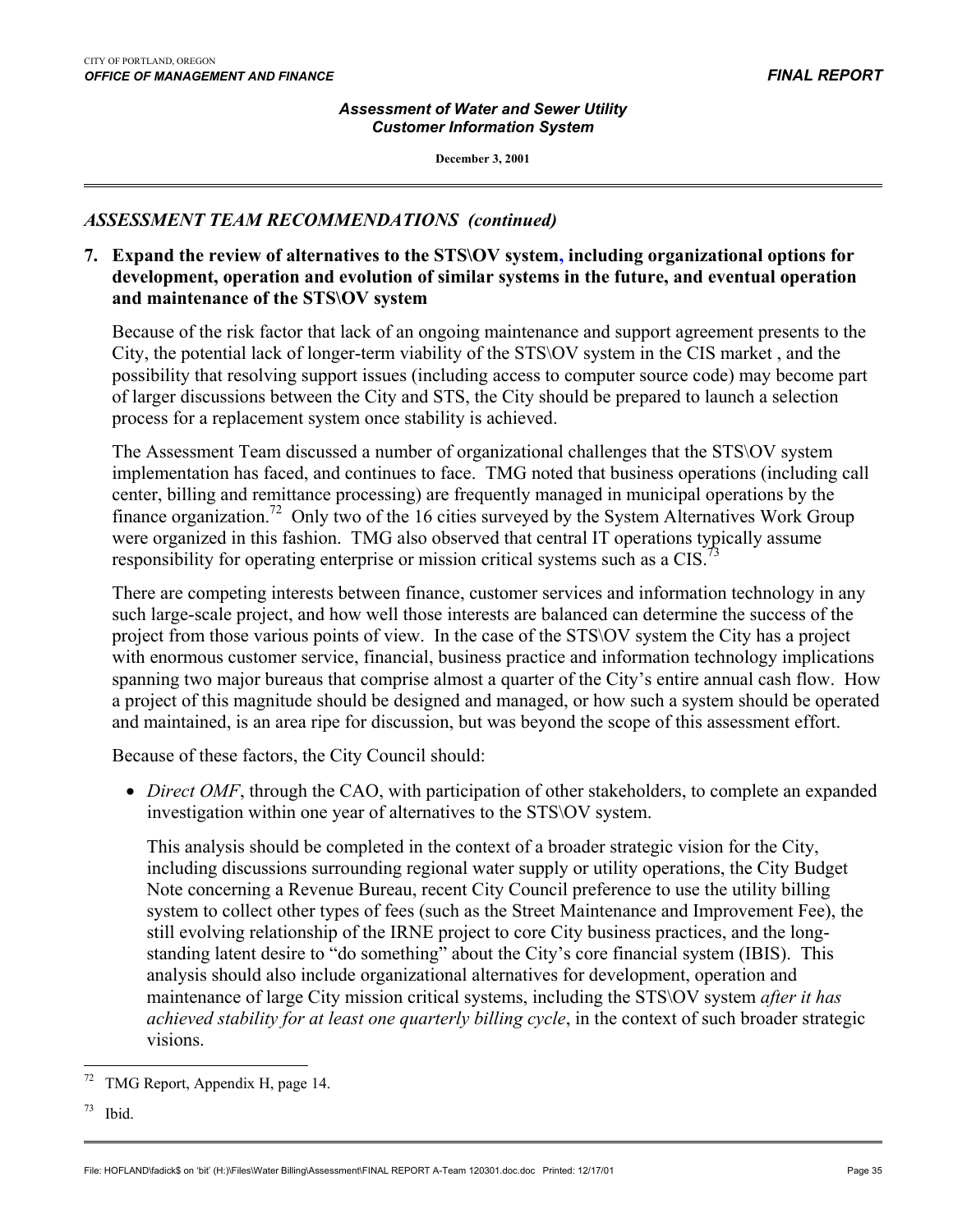## ASSESSMENT TEAM RECOMMENDATIONS (continued)

**7. Expand the review of alternatives to the STS\OV system, including organizational options for development, operation and evolution of similar systems in the future, and eventual operation and maintenance of the STS\OV system**

Because of the risk factor that lack of an ongoing maintenance and support agreement presents to the City, the potential lack of longer-term viability of the STS\OV system in the CIS market , and the possibility that resolving support issues (including access to computer source code) may become part of larger discussions between the City and STS, the City should be prepared to launch a selection process for a replacement system once stability is achieved.

The Assessment Team discussed a number of organizational challenges that the STS\OV system implementation has faced, and continues to face. TMG noted that business operations (including call center, billing and remittance processing) are frequently managed in municipal operations by the finance organization.[72] Only two of the 16 cities surveyed by the System Alternatives Work Group were organized in this fashion. TMG also observed that central IT operations typically assume responsibility for operating enterprise or mission critical systems such as a CIS.[73]

There are competing interests between finance, customer services and information technology in any such large-scale project, and how well those interests are balanced can determine the success of the project from those various points of view. In the case of the STS\OV system the City has a project with enormous customer service, financial, business practice and information technology implications spanning two major bureaus that comprise almost a quarter of the City's entire annual cash flow. How a project of this magnitude should be designed and managed, or how such a system should be operated and maintained, is an area ripe for discussion, but was beyond the scope of this assessment effort.

Because of these factors, the City Council should:

- *Direct OMF*, through the CAO, with participation of other stakeholders, to complete an expanded investigation within one year of alternatives to the STS\OV system.

  This analysis should be completed in the context of a broader strategic vision for the City, including discussions surrounding regional water supply or utility operations, the City Budget Note concerning a Revenue Bureau, recent City Council preference to use the utility billing system to collect other types of fees (such as the Street Maintenance and Improvement Fee), the still evolving relationship of the IRNE project to core City business practices, and the long-standing latent desire to "do something" about the City's core financial system (IBIS). This analysis should also include organizational alternatives for development, operation and maintenance of large City mission critical systems, including the STS\OV system *after it has achieved stability for at least one quarterly billing cycle*, in the context of such broader strategic visions.

---

[72] TMG Report, Appendix H, page 14.

[73] Ibid.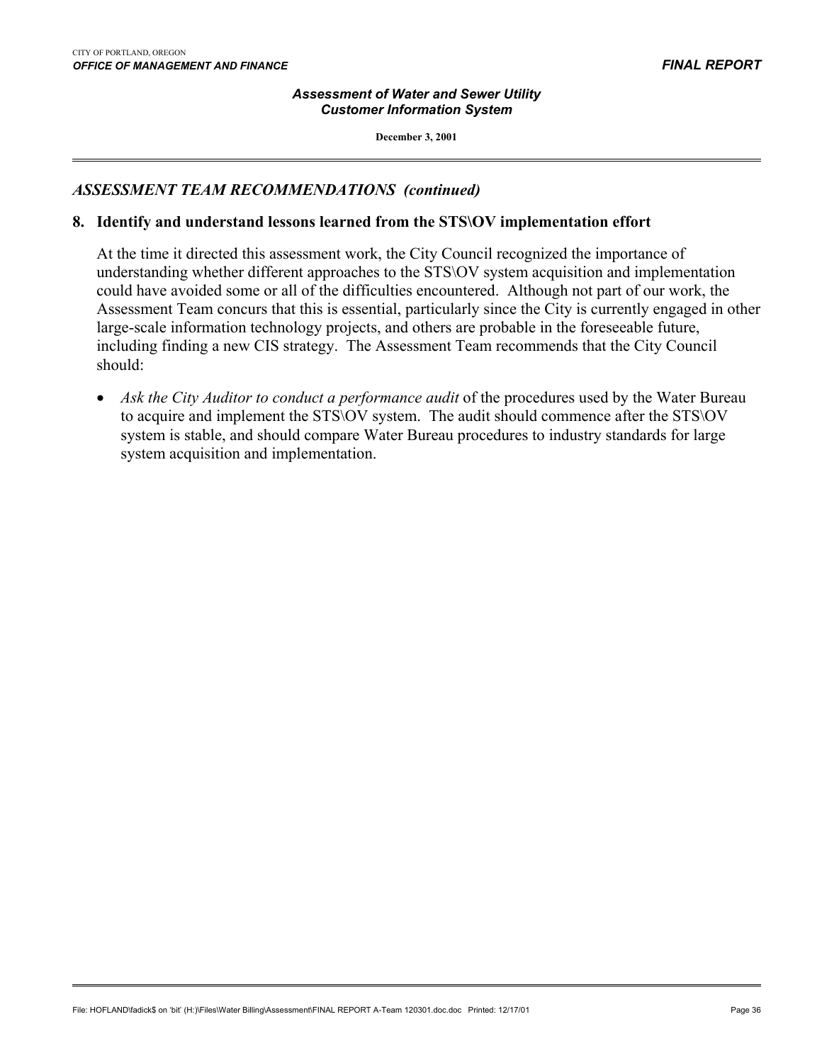## *ASSESSMENT TEAM RECOMMENDATIONS (continued)*

### 8. Identify and understand lessons learned from the STS\OV implementation effort

At the time it directed this assessment work, the City Council recognized the importance of understanding whether different approaches to the STS\OV system acquisition and implementation could have avoided some or all of the difficulties encountered. Although not part of our work, the Assessment Team concurs that this is essential, particularly since the City is currently engaged in other large-scale information technology projects, and others are probable in the foreseeable future, including finding a new CIS strategy. The Assessment Team recommends that the City Council should:

- *Ask the City Auditor to conduct a performance audit* of the procedures used by the Water Bureau to acquire and implement the STS\OV system. The audit should commence after the STS\OV system is stable, and should compare Water Bureau procedures to industry standards for large system acquisition and implementation.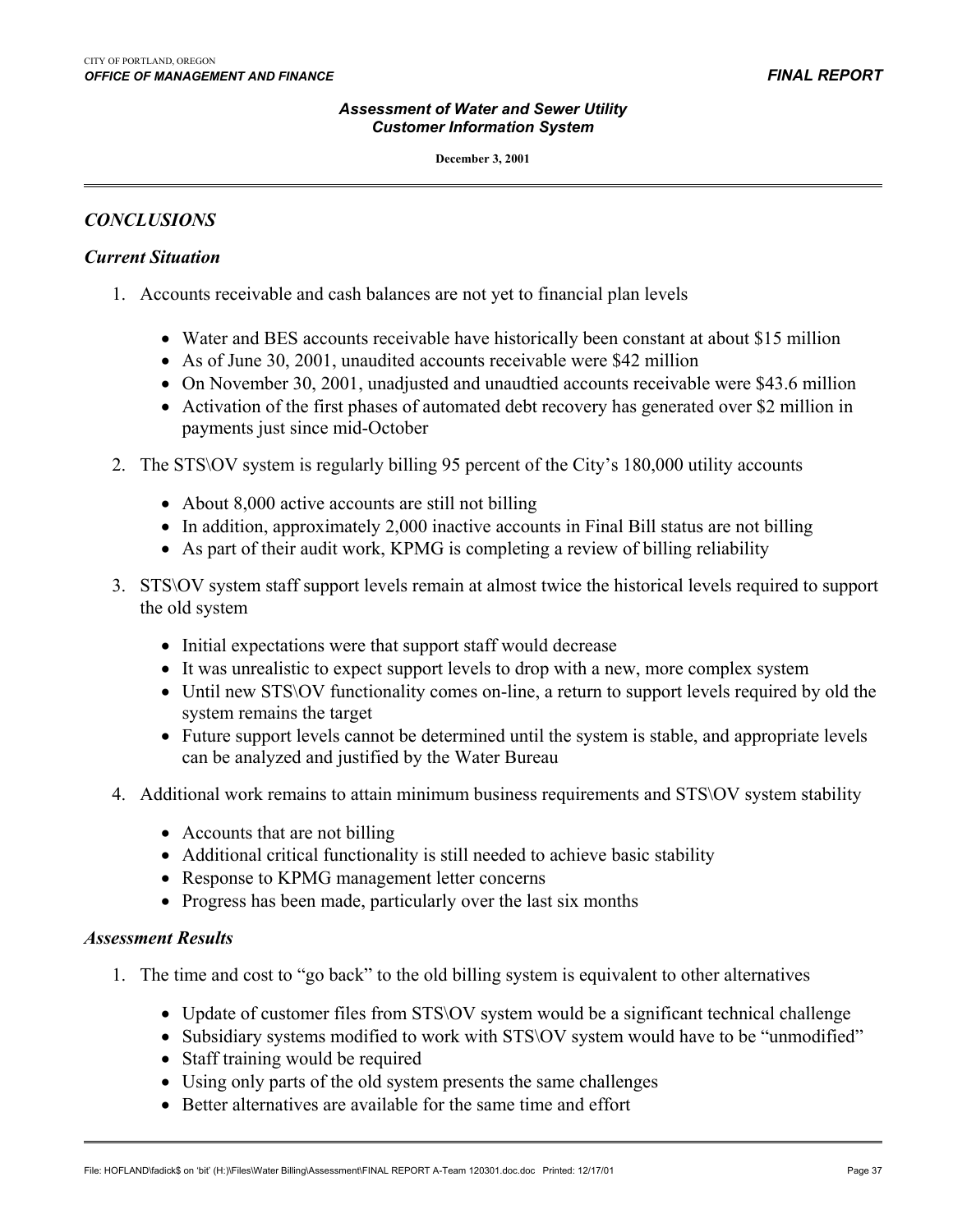## *CONCLUSIONS*

### *Current Situation*

1. Accounts receivable and cash balances are not yet to financial plan levels

   - Water and BES accounts receivable have historically been constant at about $15 million
   - As of June 30, 2001, unaudited accounts receivable were $42 million
   - On November 30, 2001, unadjusted and unaudtied accounts receivable were $43.6 million
   - Activation of the first phases of automated debt recovery has generated over $2 million in payments just since mid-October

2. The STS\OV system is regularly billing 95 percent of the City's 180,000 utility accounts

   - About 8,000 active accounts are still not billing
   - In addition, approximately 2,000 inactive accounts in Final Bill status are not billing
   - As part of their audit work, KPMG is completing a review of billing reliability

3. STS\OV system staff support levels remain at almost twice the historical levels required to support the old system

   - Initial expectations were that support staff would decrease
   - It was unrealistic to expect support levels to drop with a new, more complex system
   - Until new STS\OV functionality comes on-line, a return to support levels required by old the system remains the target
   - Future support levels cannot be determined until the system is stable, and appropriate levels can be analyzed and justified by the Water Bureau

4. Additional work remains to attain minimum business requirements and STS\OV system stability

   - Accounts that are not billing
   - Additional critical functionality is still needed to achieve basic stability
   - Response to KPMG management letter concerns
   - Progress has been made, particularly over the last six months

### *Assessment Results*

1. The time and cost to "go back" to the old billing system is equivalent to other alternatives

   - Update of customer files from STS\OV system would be a significant technical challenge
   - Subsidiary systems modified to work with STS\OV system would have to be "unmodified"
   - Staff training would be required
   - Using only parts of the old system presents the same challenges
   - Better alternatives are available for the same time and effort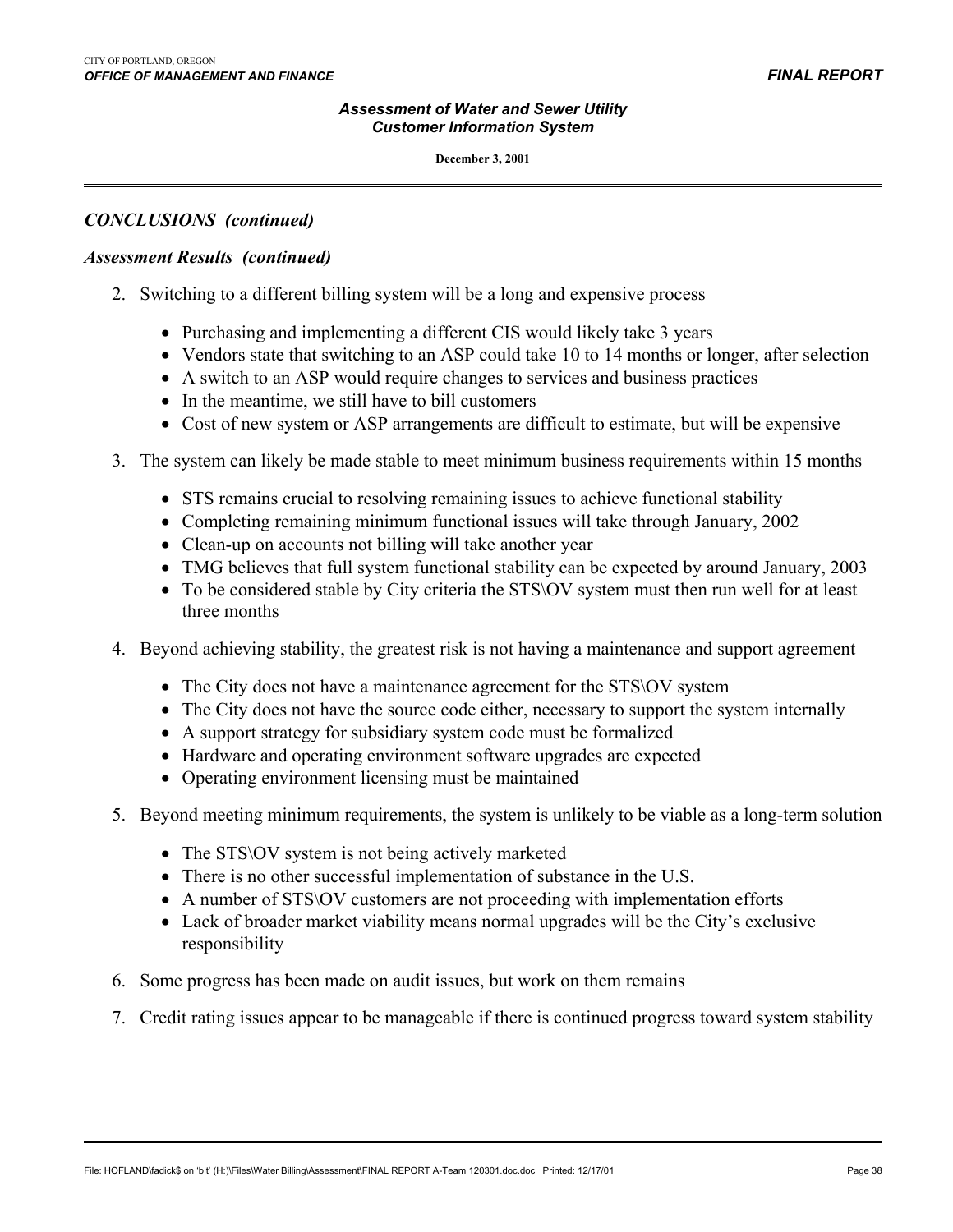## *CONCLUSIONS (continued)*

### *Assessment Results (continued)*

2. Switching to a different billing system will be a long and expensive process

   - Purchasing and implementing a different CIS would likely take 3 years
   - Vendors state that switching to an ASP could take 10 to 14 months or longer, after selection
   - A switch to an ASP would require changes to services and business practices
   - In the meantime, we still have to bill customers
   - Cost of new system or ASP arrangements are difficult to estimate, but will be expensive

3. The system can likely be made stable to meet minimum business requirements within 15 months

   - STS remains crucial to resolving remaining issues to achieve functional stability
   - Completing remaining minimum functional issues will take through January, 2002
   - Clean-up on accounts not billing will take another year
   - TMG believes that full system functional stability can be expected by around January, 2003
   - To be considered stable by City criteria the STS\OV system must then run well for at least three months

4. Beyond achieving stability, the greatest risk is not having a maintenance and support agreement

   - The City does not have a maintenance agreement for the STS\OV system
   - The City does not have the source code either, necessary to support the system internally
   - A support strategy for subsidiary system code must be formalized
   - Hardware and operating environment software upgrades are expected
   - Operating environment licensing must be maintained

5. Beyond meeting minimum requirements, the system is unlikely to be viable as a long-term solution

   - The STS\OV system is not being actively marketed
   - There is no other successful implementation of substance in the U.S.
   - A number of STS\OV customers are not proceeding with implementation efforts
   - Lack of broader market viability means normal upgrades will be the City's exclusive responsibility

6. Some progress has been made on audit issues, but work on them remains

7. Credit rating issues appear to be manageable if there is continued progress toward system stability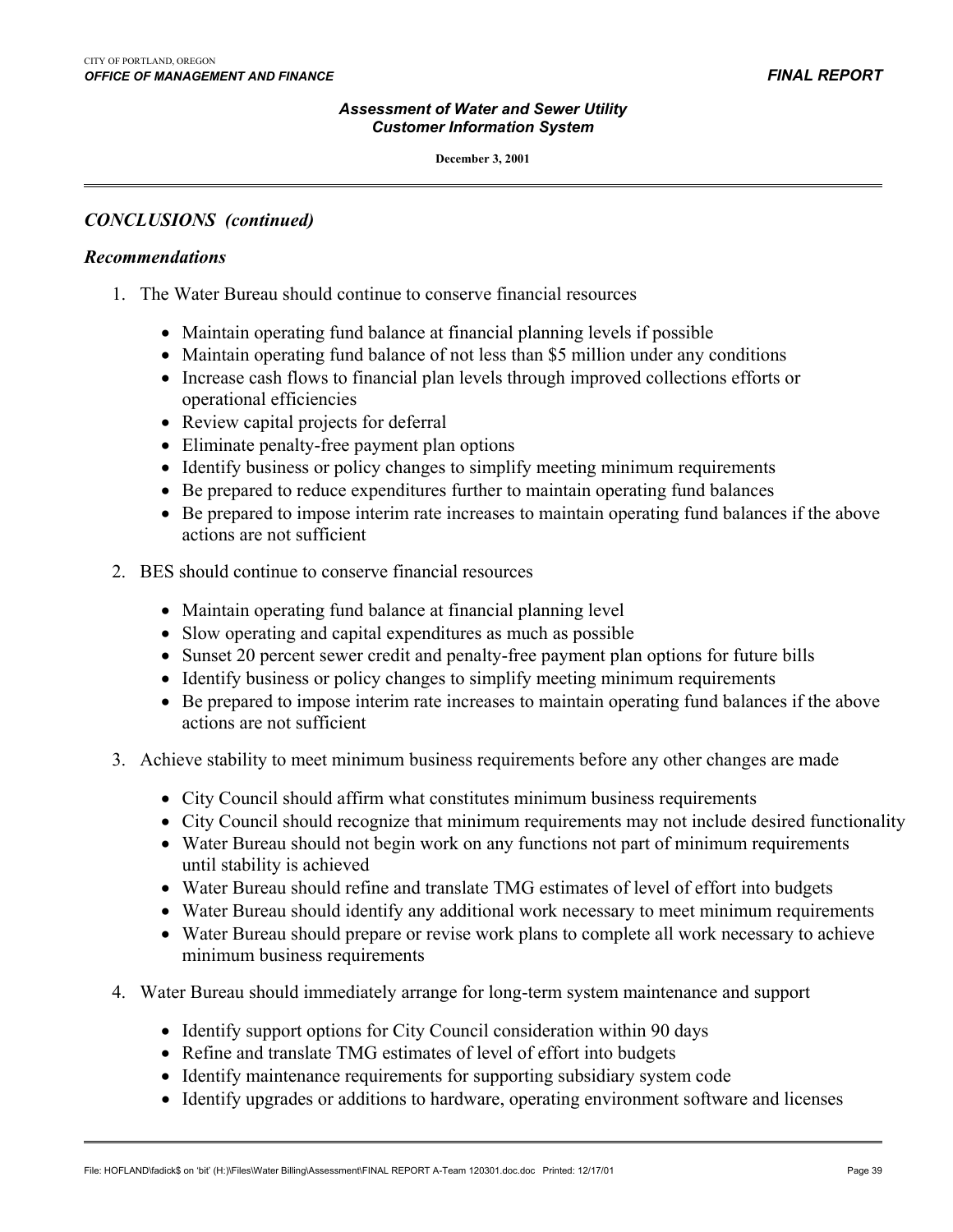## *CONCLUSIONS (continued)*

### *Recommendations*

1. The Water Bureau should continue to conserve financial resources
   - Maintain operating fund balance at financial planning levels if possible
   - Maintain operating fund balance of not less than $5 million under any conditions
   - Increase cash flows to financial plan levels through improved collections efforts or operational efficiencies
   - Review capital projects for deferral
   - Eliminate penalty-free payment plan options
   - Identify business or policy changes to simplify meeting minimum requirements
   - Be prepared to reduce expenditures further to maintain operating fund balances
   - Be prepared to impose interim rate increases to maintain operating fund balances if the above actions are not sufficient
2. BES should continue to conserve financial resources
   - Maintain operating fund balance at financial planning level
   - Slow operating and capital expenditures as much as possible
   - Sunset 20 percent sewer credit and penalty-free payment plan options for future bills
   - Identify business or policy changes to simplify meeting minimum requirements
   - Be prepared to impose interim rate increases to maintain operating fund balances if the above actions are not sufficient
3. Achieve stability to meet minimum business requirements before any other changes are made
   - City Council should affirm what constitutes minimum business requirements
   - City Council should recognize that minimum requirements may not include desired functionality
   - Water Bureau should not begin work on any functions not part of minimum requirements until stability is achieved
   - Water Bureau should refine and translate TMG estimates of level of effort into budgets
   - Water Bureau should identify any additional work necessary to meet minimum requirements
   - Water Bureau should prepare or revise work plans to complete all work necessary to achieve minimum business requirements
4. Water Bureau should immediately arrange for long-term system maintenance and support
   - Identify support options for City Council consideration within 90 days
   - Refine and translate TMG estimates of level of effort into budgets
   - Identify maintenance requirements for supporting subsidiary system code
   - Identify upgrades or additions to hardware, operating environment software and licenses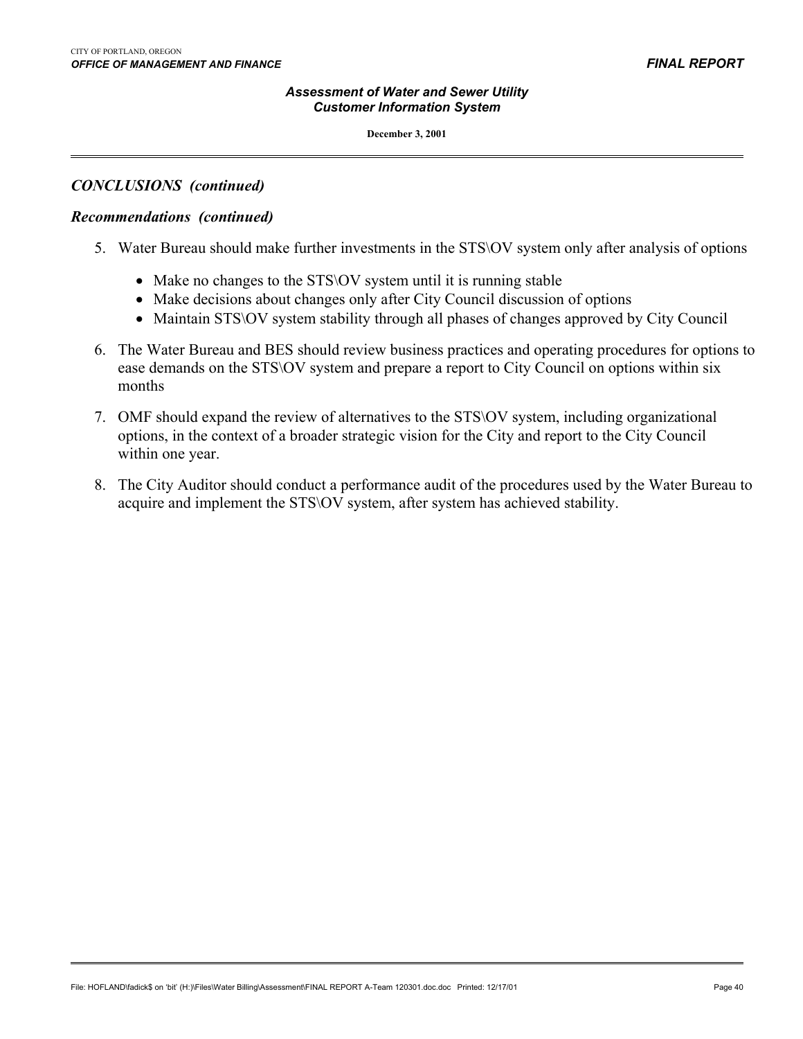## *CONCLUSIONS (continued)*

### *Recommendations (continued)*

5. Water Bureau should make further investments in the STS\OV system only after analysis of options
   - Make no changes to the STS\OV system until it is running stable
   - Make decisions about changes only after City Council discussion of options
   - Maintain STS\OV system stability through all phases of changes approved by City Council
6. The Water Bureau and BES should review business practices and operating procedures for options to ease demands on the STS\OV system and prepare a report to City Council on options within six months
7. OMF should expand the review of alternatives to the STS\OV system, including organizational options, in the context of a broader strategic vision for the City and report to the City Council within one year.
8. The City Auditor should conduct a performance audit of the procedures used by the Water Bureau to acquire and implement the STS\OV system, after system has achieved stability.